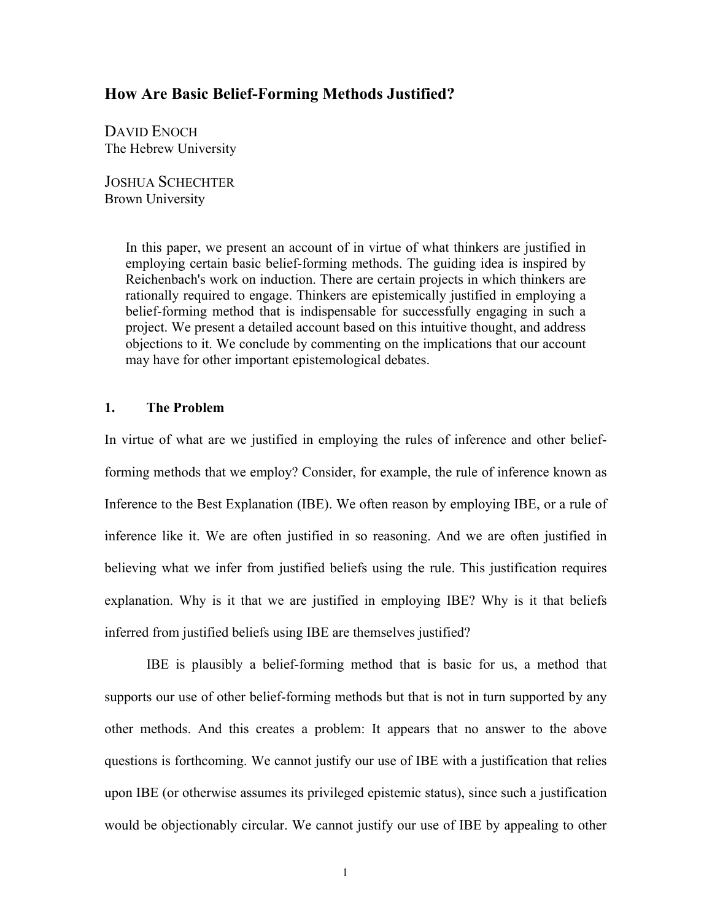# How Are Basic Belief-Forming Methods Justified?

DAVID ENOCH
The Hebrew University

JOSHUA SCHECHTER
Brown University

> In this paper, we present an account of in virtue of what thinkers are justified in employing certain basic belief-forming methods. The guiding idea is inspired by Reichenbach's work on induction. There are certain projects in which thinkers are rationally required to engage. Thinkers are epistemically justified in employing a belief-forming method that is indispensable for successfully engaging in such a project. We present a detailed account based on this intuitive thought, and address objections to it. We conclude by commenting on the implications that our account may have for other important epistemological debates.

## 1. The Problem

In virtue of what are we justified in employing the rules of inference and other belief-forming methods that we employ? Consider, for example, the rule of inference known as Inference to the Best Explanation (IBE). We often reason by employing IBE, or a rule of inference like it. We are often justified in so reasoning. And we are often justified in believing what we infer from justified beliefs using the rule. This justification requires explanation. Why is it that we are justified in employing IBE? Why is it that beliefs inferred from justified beliefs using IBE are themselves justified?

IBE is plausibly a belief-forming method that is basic for us, a method that supports our use of other belief-forming methods but that is not in turn supported by any other methods. And this creates a problem: It appears that no answer to the above questions is forthcoming. We cannot justify our use of IBE with a justification that relies upon IBE (or otherwise assumes its privileged epistemic status), since such a justification would be objectionably circular. We cannot justify our use of IBE by appealing to other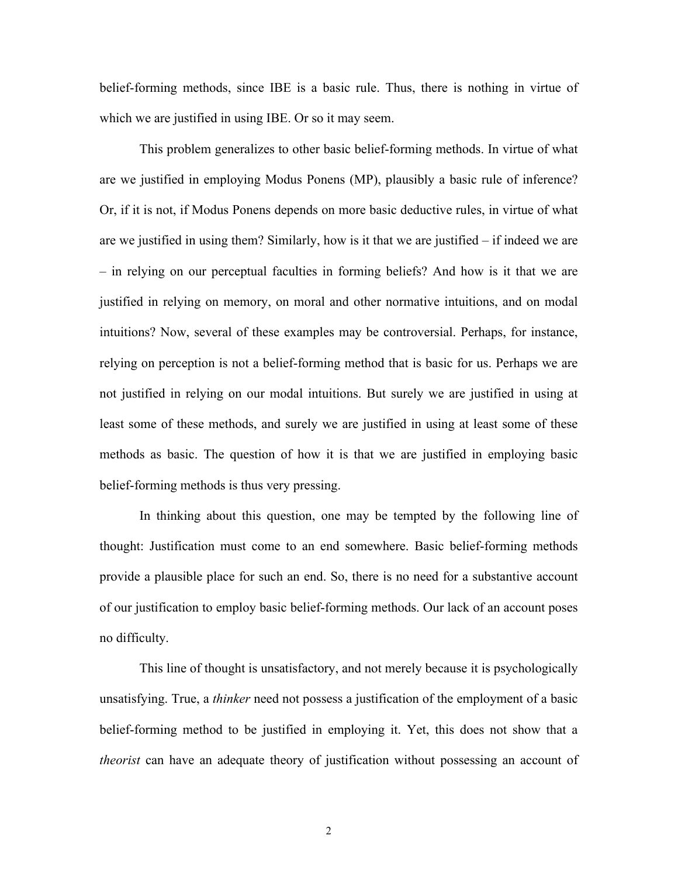belief-forming methods, since IBE is a basic rule. Thus, there is nothing in virtue of which we are justified in using IBE. Or so it may seem.

This problem generalizes to other basic belief-forming methods. In virtue of what are we justified in employing Modus Ponens (MP), plausibly a basic rule of inference? Or, if it is not, if Modus Ponens depends on more basic deductive rules, in virtue of what are we justified in using them? Similarly, how is it that we are justified – if indeed we are – in relying on our perceptual faculties in forming beliefs? And how is it that we are justified in relying on memory, on moral and other normative intuitions, and on modal intuitions? Now, several of these examples may be controversial. Perhaps, for instance, relying on perception is not a belief-forming method that is basic for us. Perhaps we are not justified in relying on our modal intuitions. But surely we are justified in using at least some of these methods, and surely we are justified in using at least some of these methods as basic. The question of how it is that we are justified in employing basic belief-forming methods is thus very pressing.

In thinking about this question, one may be tempted by the following line of thought: Justification must come to an end somewhere. Basic belief-forming methods provide a plausible place for such an end. So, there is no need for a substantive account of our justification to employ basic belief-forming methods. Our lack of an account poses no difficulty.

This line of thought is unsatisfactory, and not merely because it is psychologically unsatisfying. True, a *thinker* need not possess a justification of the employment of a basic belief-forming method to be justified in employing it. Yet, this does not show that a *theorist* can have an adequate theory of justification without possessing an account of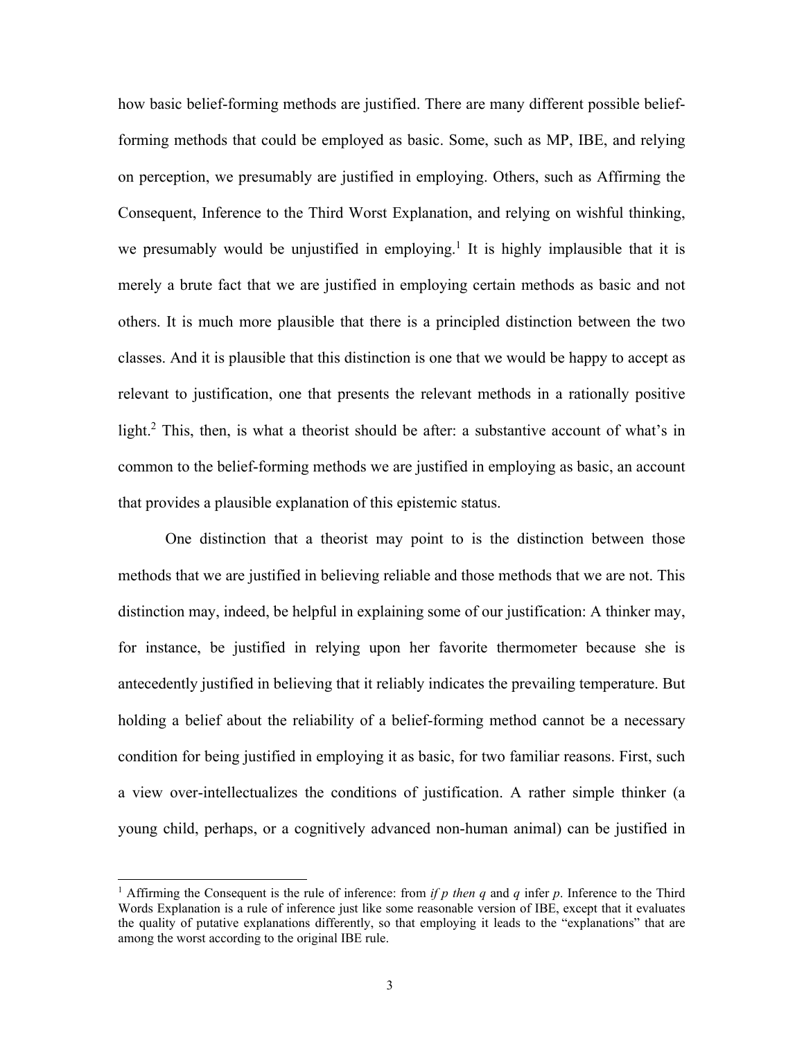how basic belief-forming methods are justified. There are many different possible belief-forming methods that could be employed as basic. Some, such as MP, IBE, and relying on perception, we presumably are justified in employing. Others, such as Affirming the Consequent, Inference to the Third Worst Explanation, and relying on wishful thinking, we presumably would be unjustified in employing.[1] It is highly implausible that it is merely a brute fact that we are justified in employing certain methods as basic and not others. It is much more plausible that there is a principled distinction between the two classes. And it is plausible that this distinction is one that we would be happy to accept as relevant to justification, one that presents the relevant methods in a rationally positive light.[2] This, then, is what a theorist should be after: a substantive account of what's in common to the belief-forming methods we are justified in employing as basic, an account that provides a plausible explanation of this epistemic status.

One distinction that a theorist may point to is the distinction between those methods that we are justified in believing reliable and those methods that we are not. This distinction may, indeed, be helpful in explaining some of our justification: A thinker may, for instance, be justified in relying upon her favorite thermometer because she is antecedently justified in believing that it reliably indicates the prevailing temperature. But holding a belief about the reliability of a belief-forming method cannot be a necessary condition for being justified in employing it as basic, for two familiar reasons. First, such a view over-intellectualizes the conditions of justification. A rather simple thinker (a young child, perhaps, or a cognitively advanced non-human animal) can be justified in

[1] Affirming the Consequent is the rule of inference: from *if p then q* and *q* infer *p*. Inference to the Third Words Explanation is a rule of inference just like some reasonable version of IBE, except that it evaluates the quality of putative explanations differently, so that employing it leads to the "explanations" that are among the worst according to the original IBE rule.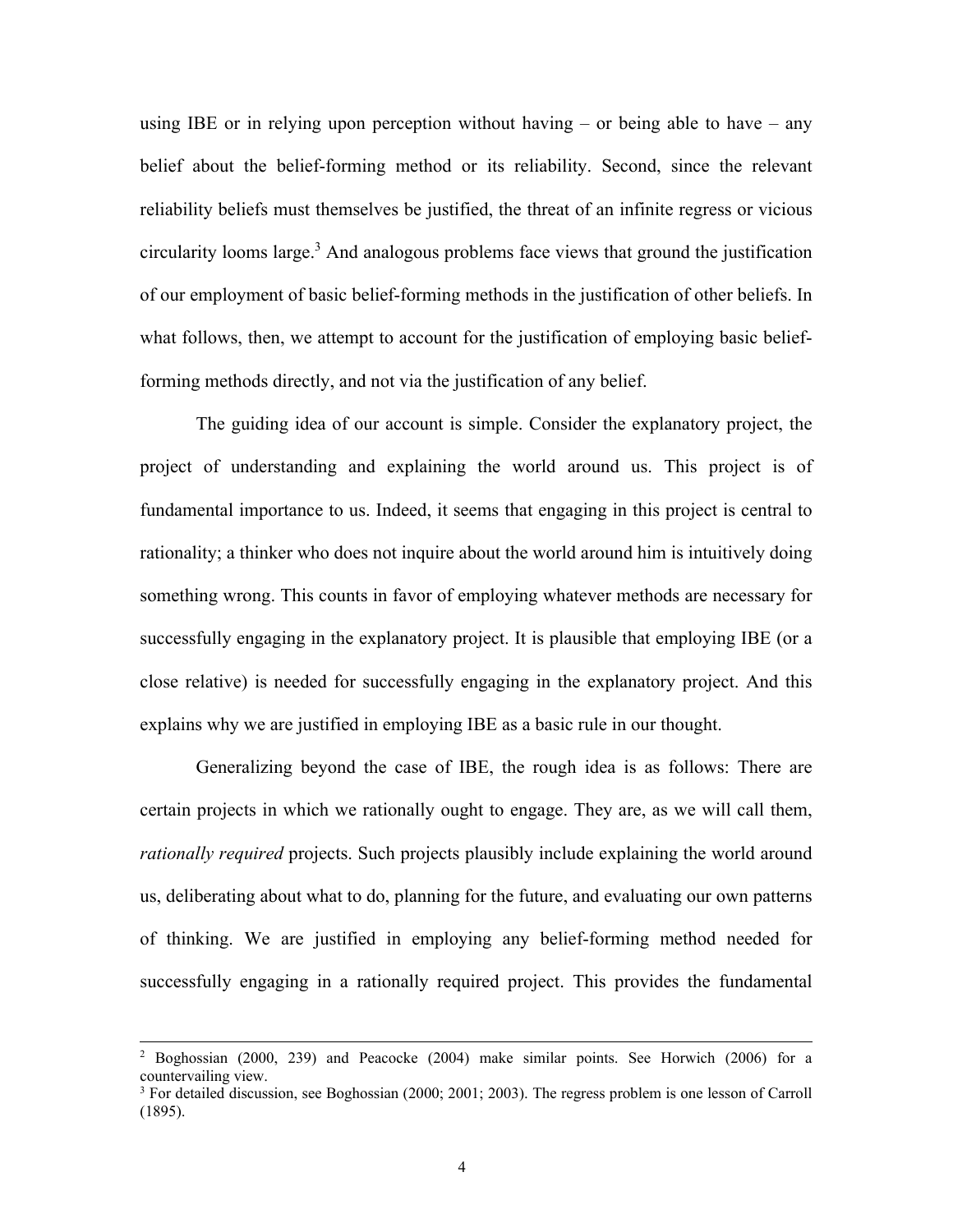using IBE or in relying upon perception without having – or being able to have – any belief about the belief-forming method or its reliability. Second, since the relevant reliability beliefs must themselves be justified, the threat of an infinite regress or vicious circularity looms large.[3] And analogous problems face views that ground the justification of our employment of basic belief-forming methods in the justification of other beliefs. In what follows, then, we attempt to account for the justification of employing basic belief-forming methods directly, and not via the justification of any belief.

The guiding idea of our account is simple. Consider the explanatory project, the project of understanding and explaining the world around us. This project is of fundamental importance to us. Indeed, it seems that engaging in this project is central to rationality; a thinker who does not inquire about the world around him is intuitively doing something wrong. This counts in favor of employing whatever methods are necessary for successfully engaging in the explanatory project. It is plausible that employing IBE (or a close relative) is needed for successfully engaging in the explanatory project. And this explains why we are justified in employing IBE as a basic rule in our thought.

Generalizing beyond the case of IBE, the rough idea is as follows: There are certain projects in which we rationally ought to engage. They are, as we will call them, *rationally required* projects. Such projects plausibly include explaining the world around us, deliberating about what to do, planning for the future, and evaluating our own patterns of thinking. We are justified in employing any belief-forming method needed for successfully engaging in a rationally required project. This provides the fundamental

---

[2] Boghossian (2000, 239) and Peacocke (2004) make similar points. See Horwich (2006) for a countervailing view.

[3] For detailed discussion, see Boghossian (2000; 2001; 2003). The regress problem is one lesson of Carroll (1895).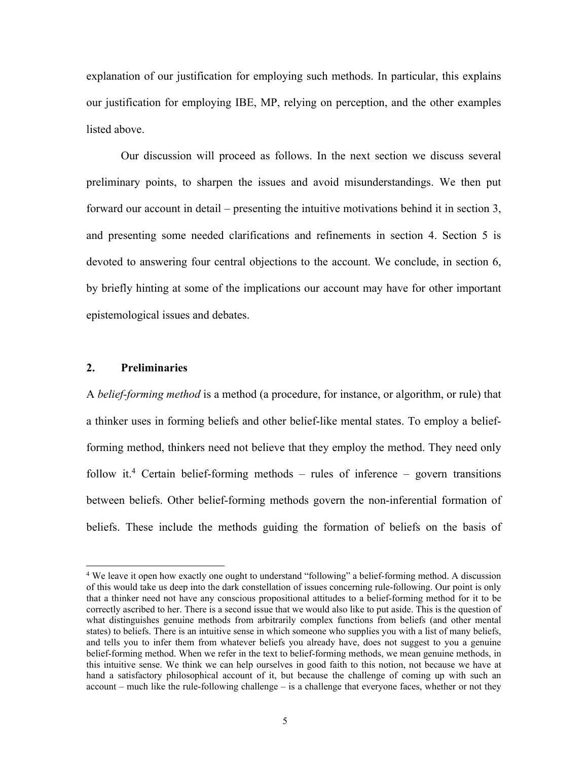explanation of our justification for employing such methods. In particular, this explains our justification for employing IBE, MP, relying on perception, and the other examples listed above.

Our discussion will proceed as follows. In the next section we discuss several preliminary points, to sharpen the issues and avoid misunderstandings. We then put forward our account in detail – presenting the intuitive motivations behind it in section 3, and presenting some needed clarifications and refinements in section 4. Section 5 is devoted to answering four central objections to the account. We conclude, in section 6, by briefly hinting at some of the implications our account may have for other important epistemological issues and debates.

## 2. Preliminaries

A *belief-forming method* is a method (a procedure, for instance, or algorithm, or rule) that a thinker uses in forming beliefs and other belief-like mental states. To employ a belief-forming method, thinkers need not believe that they employ the method. They need only follow it.[4] Certain belief-forming methods – rules of inference – govern transitions between beliefs. Other belief-forming methods govern the non-inferential formation of beliefs. These include the methods guiding the formation of beliefs on the basis of

---

[4] We leave it open how exactly one ought to understand "following" a belief-forming method. A discussion of this would take us deep into the dark constellation of issues concerning rule-following. Our point is only that a thinker need not have any conscious propositional attitudes to a belief-forming method for it to be correctly ascribed to her. There is a second issue that we would also like to put aside. This is the question of what distinguishes genuine methods from arbitrarily complex functions from beliefs (and other mental states) to beliefs. There is an intuitive sense in which someone who supplies you with a list of many beliefs, and tells you to infer them from whatever beliefs you already have, does not suggest to you a genuine belief-forming method. When we refer in the text to belief-forming methods, we mean genuine methods, in this intuitive sense. We think we can help ourselves in good faith to this notion, not because we have at hand a satisfactory philosophical account of it, but because the challenge of coming up with such an account – much like the rule-following challenge – is a challenge that everyone faces, whether or not they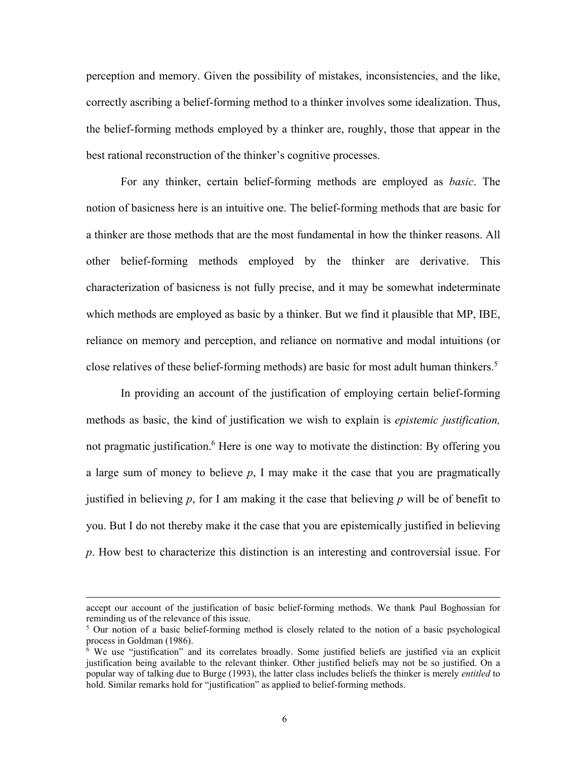perception and memory. Given the possibility of mistakes, inconsistencies, and the like, correctly ascribing a belief-forming method to a thinker involves some idealization. Thus, the belief-forming methods employed by a thinker are, roughly, those that appear in the best rational reconstruction of the thinker's cognitive processes.

For any thinker, certain belief-forming methods are employed as *basic*. The notion of basicness here is an intuitive one. The belief-forming methods that are basic for a thinker are those methods that are the most fundamental in how the thinker reasons. All other belief-forming methods employed by the thinker are derivative. This characterization of basicness is not fully precise, and it may be somewhat indeterminate which methods are employed as basic by a thinker. But we find it plausible that MP, IBE, reliance on memory and perception, and reliance on normative and modal intuitions (or close relatives of these belief-forming methods) are basic for most adult human thinkers.[5]

In providing an account of the justification of employing certain belief-forming methods as basic, the kind of justification we wish to explain is *epistemic justification,* not pragmatic justification.[6] Here is one way to motivate the distinction: By offering you a large sum of money to believe *p*, I may make it the case that you are pragmatically justified in believing *p*, for I am making it the case that believing *p* will be of benefit to you. But I do not thereby make it the case that you are epistemically justified in believing *p*. How best to characterize this distinction is an interesting and controversial issue. For

---

accept our account of the justification of basic belief-forming methods. We thank Paul Boghossian for reminding us of the relevance of this issue.

[5] Our notion of a basic belief-forming method is closely related to the notion of a basic psychological process in Goldman (1986).

[6] We use "justification" and its correlates broadly. Some justified beliefs are justified via an explicit justification being available to the relevant thinker. Other justified beliefs may not be so justified. On a popular way of talking due to Burge (1993), the latter class includes beliefs the thinker is merely *entitled* to hold. Similar remarks hold for "justification" as applied to belief-forming methods.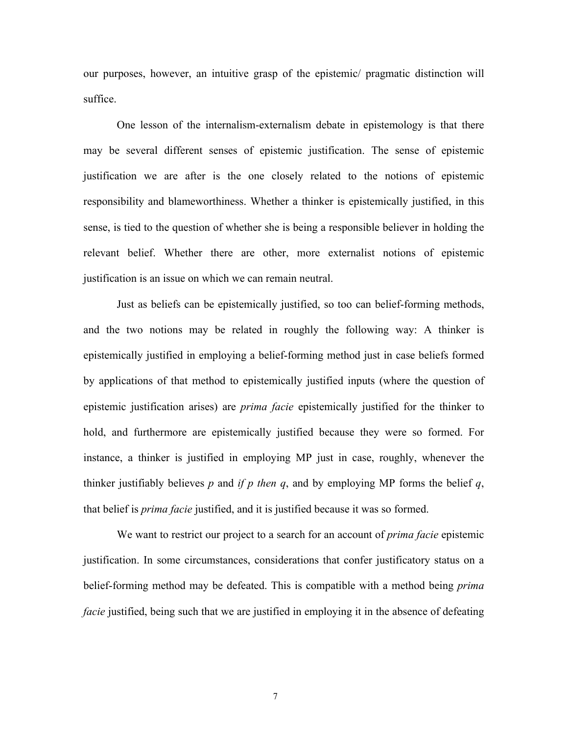our purposes, however, an intuitive grasp of the epistemic/ pragmatic distinction will suffice.

One lesson of the internalism-externalism debate in epistemology is that there may be several different senses of epistemic justification. The sense of epistemic justification we are after is the one closely related to the notions of epistemic responsibility and blameworthiness. Whether a thinker is epistemically justified, in this sense, is tied to the question of whether she is being a responsible believer in holding the relevant belief. Whether there are other, more externalist notions of epistemic justification is an issue on which we can remain neutral.

Just as beliefs can be epistemically justified, so too can belief-forming methods, and the two notions may be related in roughly the following way: A thinker is epistemically justified in employing a belief-forming method just in case beliefs formed by applications of that method to epistemically justified inputs (where the question of epistemic justification arises) are *prima facie* epistemically justified for the thinker to hold, and furthermore are epistemically justified because they were so formed. For instance, a thinker is justified in employing MP just in case, roughly, whenever the thinker justifiably believes *p* and *if p then q*, and by employing MP forms the belief *q*, that belief is *prima facie* justified, and it is justified because it was so formed.

We want to restrict our project to a search for an account of *prima facie* epistemic justification. In some circumstances, considerations that confer justificatory status on a belief-forming method may be defeated. This is compatible with a method being *prima facie* justified, being such that we are justified in employing it in the absence of defeating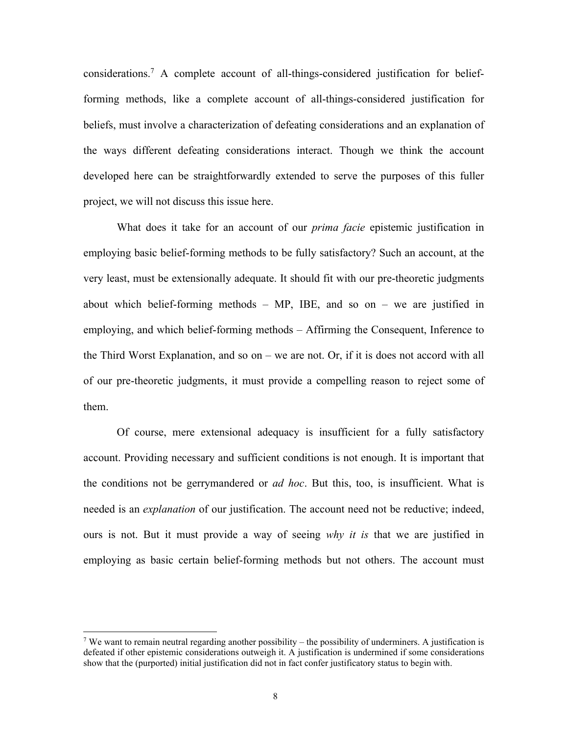considerations.[7] A complete account of all-things-considered justification for belief-forming methods, like a complete account of all-things-considered justification for beliefs, must involve a characterization of defeating considerations and an explanation of the ways different defeating considerations interact. Though we think the account developed here can be straightforwardly extended to serve the purposes of this fuller project, we will not discuss this issue here.

What does it take for an account of our *prima facie* epistemic justification in employing basic belief-forming methods to be fully satisfactory? Such an account, at the very least, must be extensionally adequate. It should fit with our pre-theoretic judgments about which belief-forming methods – MP, IBE, and so on – we are justified in employing, and which belief-forming methods – Affirming the Consequent, Inference to the Third Worst Explanation, and so on – we are not. Or, if it is does not accord with all of our pre-theoretic judgments, it must provide a compelling reason to reject some of them.

Of course, mere extensional adequacy is insufficient for a fully satisfactory account. Providing necessary and sufficient conditions is not enough. It is important that the conditions not be gerrymandered or *ad hoc*. But this, too, is insufficient. What is needed is an *explanation* of our justification. The account need not be reductive; indeed, ours is not. But it must provide a way of seeing *why it is* that we are justified in employing as basic certain belief-forming methods but not others. The account must

[7] We want to remain neutral regarding another possibility – the possibility of underminers. A justification is defeated if other epistemic considerations outweigh it. A justification is undermined if some considerations show that the (purported) initial justification did not in fact confer justificatory status to begin with.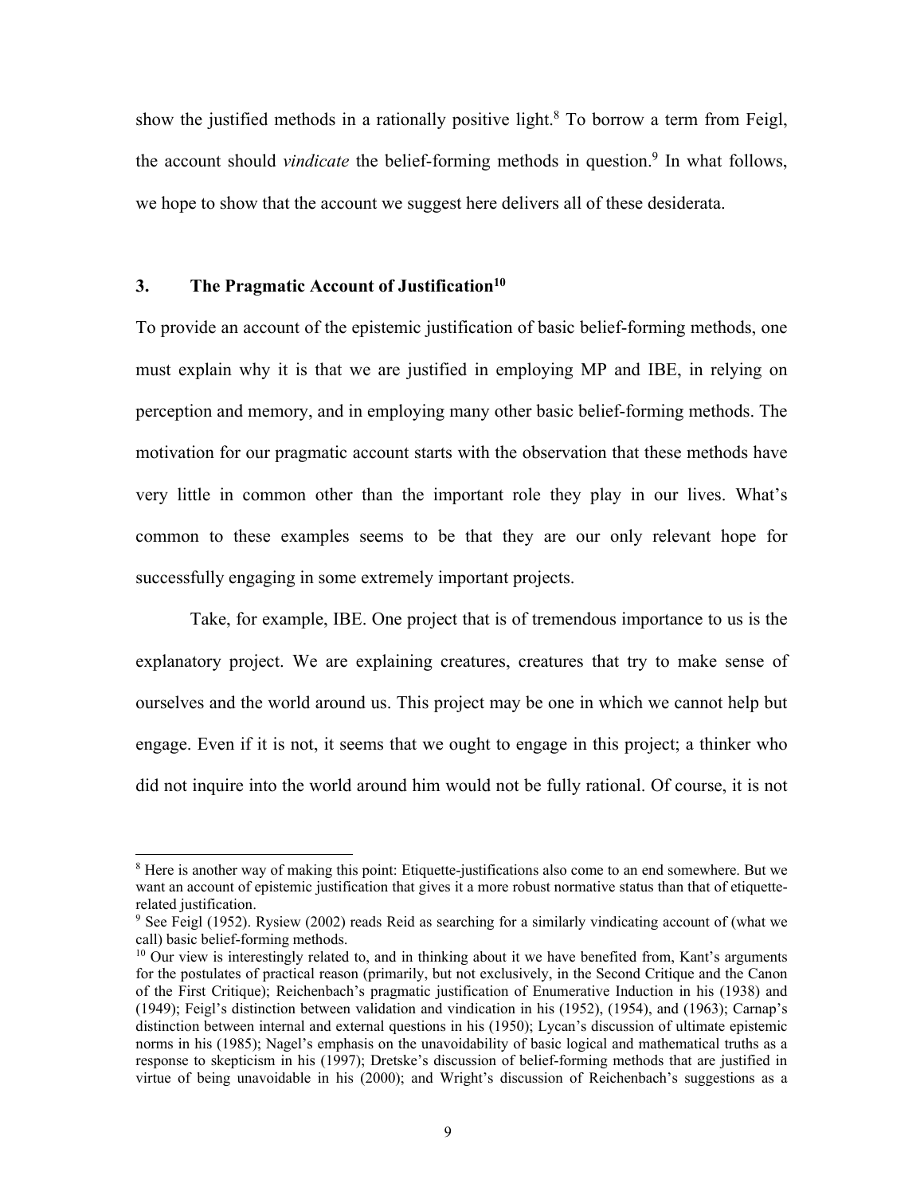show the justified methods in a rationally positive light.[8] To borrow a term from Feigl, the account should *vindicate* the belief-forming methods in question.[9] In what follows, we hope to show that the account we suggest here delivers all of these desiderata.

## 3. The Pragmatic Account of Justification[10]

To provide an account of the epistemic justification of basic belief-forming methods, one must explain why it is that we are justified in employing MP and IBE, in relying on perception and memory, and in employing many other basic belief-forming methods. The motivation for our pragmatic account starts with the observation that these methods have very little in common other than the important role they play in our lives. What's common to these examples seems to be that they are our only relevant hope for successfully engaging in some extremely important projects.

Take, for example, IBE. One project that is of tremendous importance to us is the explanatory project. We are explaining creatures, creatures that try to make sense of ourselves and the world around us. This project may be one in which we cannot help but engage. Even if it is not, it seems that we ought to engage in this project; a thinker who did not inquire into the world around him would not be fully rational. Of course, it is not

---

[8] Here is another way of making this point: Etiquette-justifications also come to an end somewhere. But we want an account of epistemic justification that gives it a more robust normative status than that of etiquette-related justification.

[9] See Feigl (1952). Rysiew (2002) reads Reid as searching for a similarly vindicating account of (what we call) basic belief-forming methods.

[10] Our view is interestingly related to, and in thinking about it we have benefited from, Kant's arguments for the postulates of practical reason (primarily, but not exclusively, in the Second Critique and the Canon of the First Critique); Reichenbach's pragmatic justification of Enumerative Induction in his (1938) and (1949); Feigl's distinction between validation and vindication in his (1952), (1954), and (1963); Carnap's distinction between internal and external questions in his (1950); Lycan's discussion of ultimate epistemic norms in his (1985); Nagel's emphasis on the unavoidability of basic logical and mathematical truths as a response to skepticism in his (1997); Dretske's discussion of belief-forming methods that are justified in virtue of being unavoidable in his (2000); and Wright's discussion of Reichenbach's suggestions as a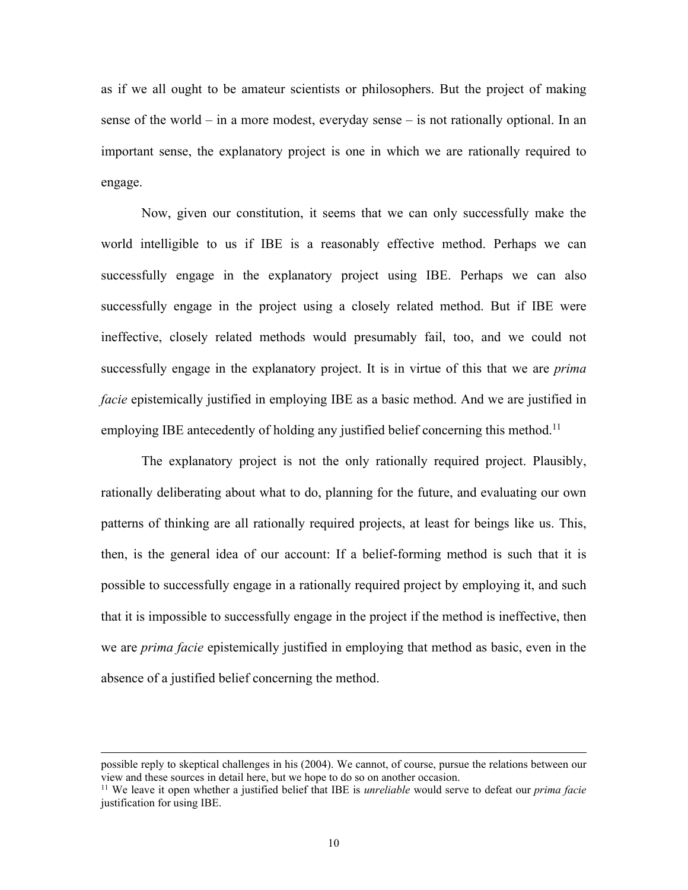as if we all ought to be amateur scientists or philosophers. But the project of making sense of the world – in a more modest, everyday sense – is not rationally optional. In an important sense, the explanatory project is one in which we are rationally required to engage.

Now, given our constitution, it seems that we can only successfully make the world intelligible to us if IBE is a reasonably effective method. Perhaps we can successfully engage in the explanatory project using IBE. Perhaps we can also successfully engage in the project using a closely related method. But if IBE were ineffective, closely related methods would presumably fail, too, and we could not successfully engage in the explanatory project. It is in virtue of this that we are *prima facie* epistemically justified in employing IBE as a basic method. And we are justified in employing IBE antecedently of holding any justified belief concerning this method.[11]

The explanatory project is not the only rationally required project. Plausibly, rationally deliberating about what to do, planning for the future, and evaluating our own patterns of thinking are all rationally required projects, at least for beings like us. This, then, is the general idea of our account: If a belief-forming method is such that it is possible to successfully engage in a rationally required project by employing it, and such that it is impossible to successfully engage in the project if the method is ineffective, then we are *prima facie* epistemically justified in employing that method as basic, even in the absence of a justified belief concerning the method.

---

possible reply to skeptical challenges in his (2004). We cannot, of course, pursue the relations between our view and these sources in detail here, but we hope to do so on another occasion.

[11] We leave it open whether a justified belief that IBE is *unreliable* would serve to defeat our *prima facie* justification for using IBE.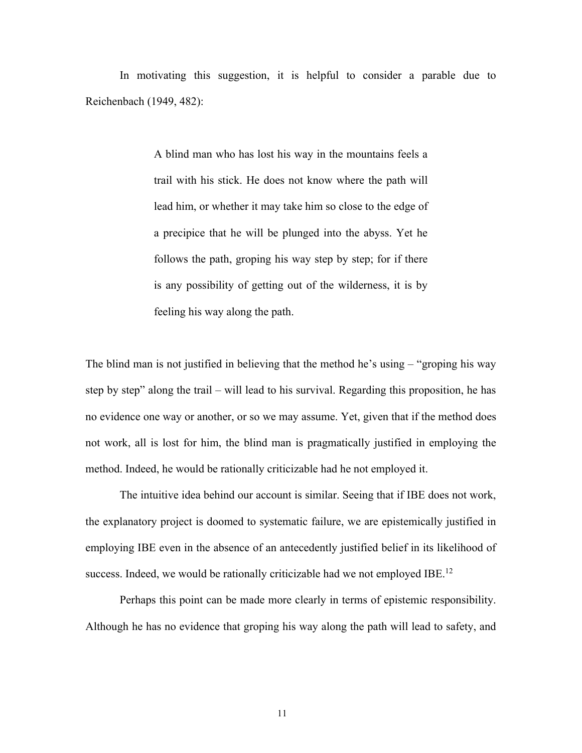In motivating this suggestion, it is helpful to consider a parable due to Reichenbach (1949, 482):

> A blind man who has lost his way in the mountains feels a trail with his stick. He does not know where the path will lead him, or whether it may take him so close to the edge of a precipice that he will be plunged into the abyss. Yet he follows the path, groping his way step by step; for if there is any possibility of getting out of the wilderness, it is by feeling his way along the path.

The blind man is not justified in believing that the method he's using – "groping his way step by step" along the trail – will lead to his survival. Regarding this proposition, he has no evidence one way or another, or so we may assume. Yet, given that if the method does not work, all is lost for him, the blind man is pragmatically justified in employing the method. Indeed, he would be rationally criticizable had he not employed it.

The intuitive idea behind our account is similar. Seeing that if IBE does not work, the explanatory project is doomed to systematic failure, we are epistemically justified in employing IBE even in the absence of an antecedently justified belief in its likelihood of success. Indeed, we would be rationally criticizable had we not employed IBE.[12]

Perhaps this point can be made more clearly in terms of epistemic responsibility. Although he has no evidence that groping his way along the path will lead to safety, and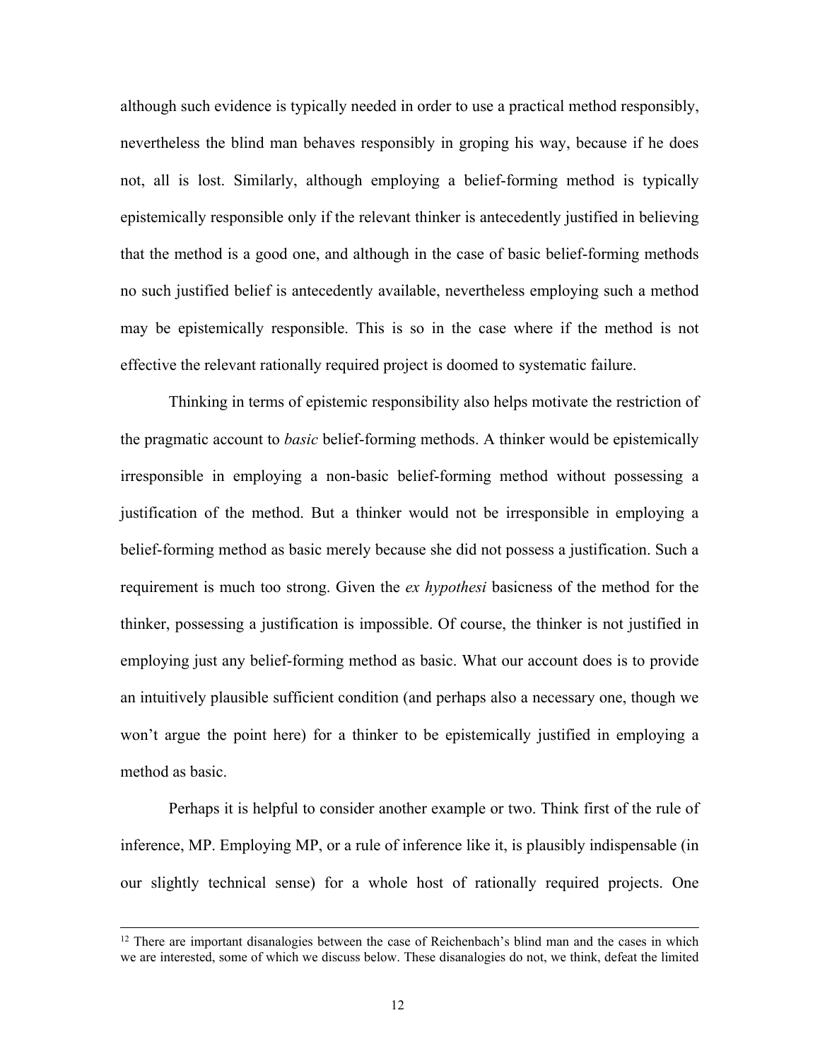although such evidence is typically needed in order to use a practical method responsibly, nevertheless the blind man behaves responsibly in groping his way, because if he does not, all is lost. Similarly, although employing a belief-forming method is typically epistemically responsible only if the relevant thinker is antecedently justified in believing that the method is a good one, and although in the case of basic belief-forming methods no such justified belief is antecedently available, nevertheless employing such a method may be epistemically responsible. This is so in the case where if the method is not effective the relevant rationally required project is doomed to systematic failure.

Thinking in terms of epistemic responsibility also helps motivate the restriction of the pragmatic account to *basic* belief-forming methods. A thinker would be epistemically irresponsible in employing a non-basic belief-forming method without possessing a justification of the method. But a thinker would not be irresponsible in employing a belief-forming method as basic merely because she did not possess a justification. Such a requirement is much too strong. Given the *ex hypothesi* basicness of the method for the thinker, possessing a justification is impossible. Of course, the thinker is not justified in employing just any belief-forming method as basic. What our account does is to provide an intuitively plausible sufficient condition (and perhaps also a necessary one, though we won't argue the point here) for a thinker to be epistemically justified in employing a method as basic.

Perhaps it is helpful to consider another example or two. Think first of the rule of inference, MP. Employing MP, or a rule of inference like it, is plausibly indispensable (in our slightly technical sense) for a whole host of rationally required projects. One

[12] There are important disanalogies between the case of Reichenbach's blind man and the cases in which we are interested, some of which we discuss below. These disanalogies do not, we think, defeat the limited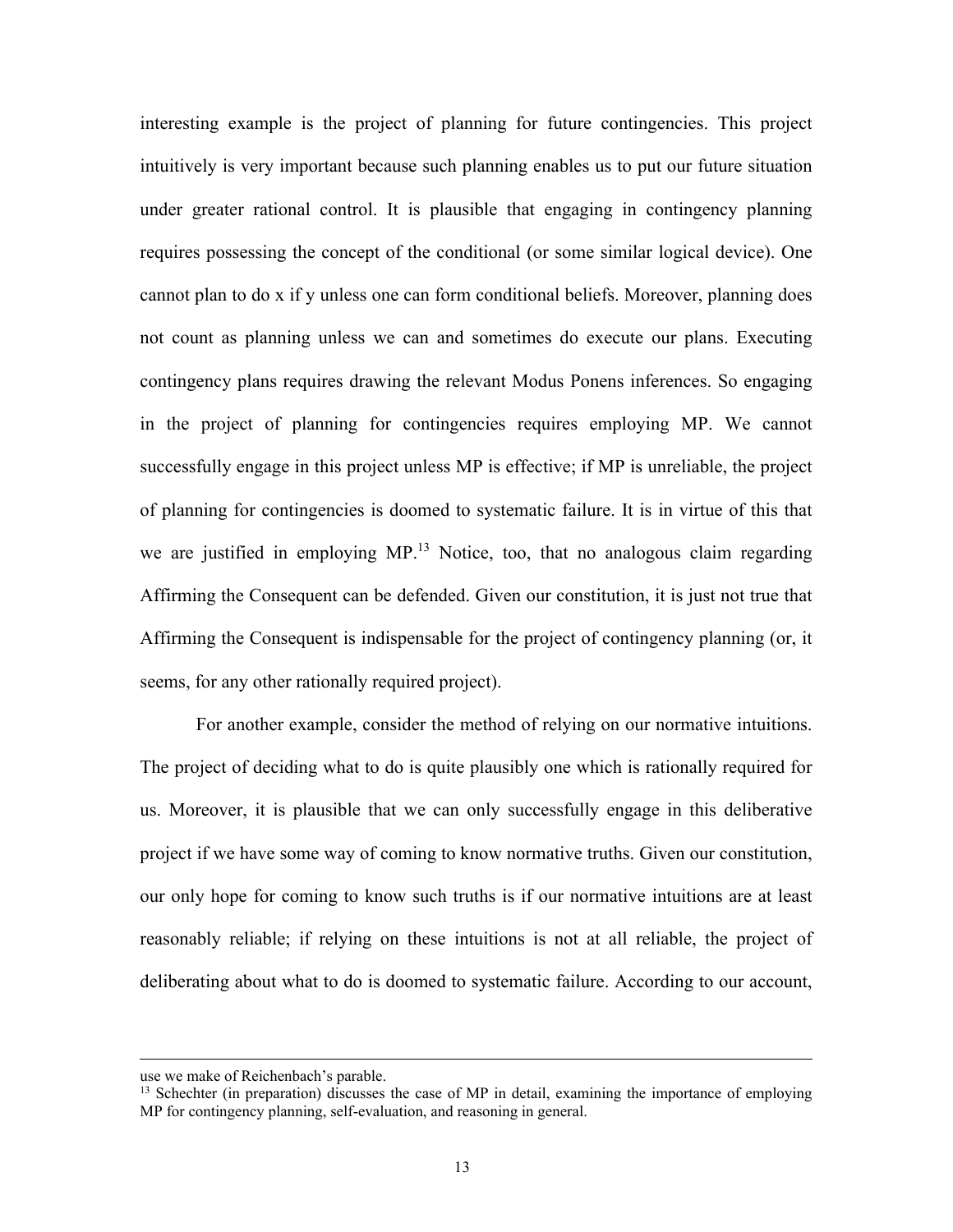interesting example is the project of planning for future contingencies. This project intuitively is very important because such planning enables us to put our future situation under greater rational control. It is plausible that engaging in contingency planning requires possessing the concept of the conditional (or some similar logical device). One cannot plan to do x if y unless one can form conditional beliefs. Moreover, planning does not count as planning unless we can and sometimes do execute our plans. Executing contingency plans requires drawing the relevant Modus Ponens inferences. So engaging in the project of planning for contingencies requires employing MP. We cannot successfully engage in this project unless MP is effective; if MP is unreliable, the project of planning for contingencies is doomed to systematic failure. It is in virtue of this that we are justified in employing MP.[13] Notice, too, that no analogous claim regarding Affirming the Consequent can be defended. Given our constitution, it is just not true that Affirming the Consequent is indispensable for the project of contingency planning (or, it seems, for any other rationally required project).

For another example, consider the method of relying on our normative intuitions. The project of deciding what to do is quite plausibly one which is rationally required for us. Moreover, it is plausible that we can only successfully engage in this deliberative project if we have some way of coming to know normative truths. Given our constitution, our only hope for coming to know such truths is if our normative intuitions are at least reasonably reliable; if relying on these intuitions is not at all reliable, the project of deliberating about what to do is doomed to systematic failure. According to our account,

---

use we make of Reichenbach's parable.

[13] Schechter (in preparation) discusses the case of MP in detail, examining the importance of employing MP for contingency planning, self-evaluation, and reasoning in general.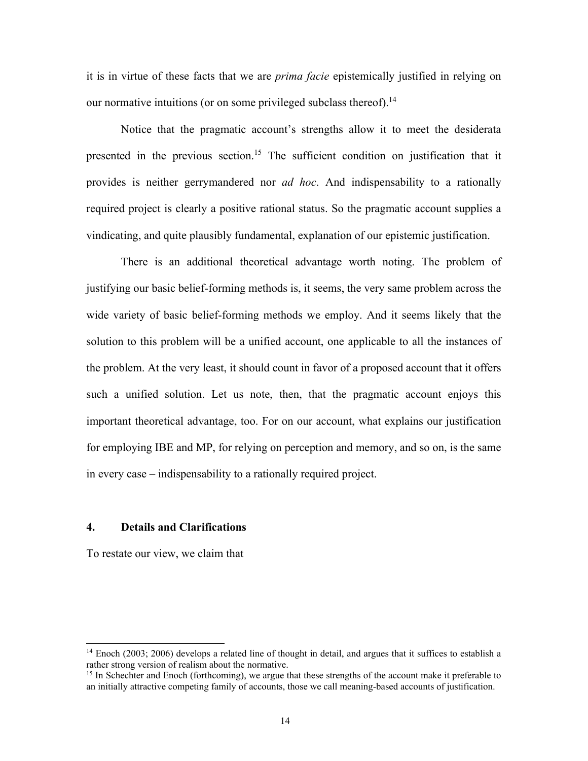it is in virtue of these facts that we are *prima facie* epistemically justified in relying on our normative intuitions (or on some privileged subclass thereof).[14]

Notice that the pragmatic account's strengths allow it to meet the desiderata presented in the previous section.[15] The sufficient condition on justification that it provides is neither gerrymandered nor *ad hoc*. And indispensability to a rationally required project is clearly a positive rational status. So the pragmatic account supplies a vindicating, and quite plausibly fundamental, explanation of our epistemic justification.

There is an additional theoretical advantage worth noting. The problem of justifying our basic belief-forming methods is, it seems, the very same problem across the wide variety of basic belief-forming methods we employ. And it seems likely that the solution to this problem will be a unified account, one applicable to all the instances of the problem. At the very least, it should count in favor of a proposed account that it offers such a unified solution. Let us note, then, that the pragmatic account enjoys this important theoretical advantage, too. For on our account, what explains our justification for employing IBE and MP, for relying on perception and memory, and so on, is the same in every case – indispensability to a rationally required project.

## 4. Details and Clarifications

To restate our view, we claim that

[14] Enoch (2003; 2006) develops a related line of thought in detail, and argues that it suffices to establish a rather strong version of realism about the normative.

[15] In Schechter and Enoch (forthcoming), we argue that these strengths of the account make it preferable to an initially attractive competing family of accounts, those we call meaning-based accounts of justification.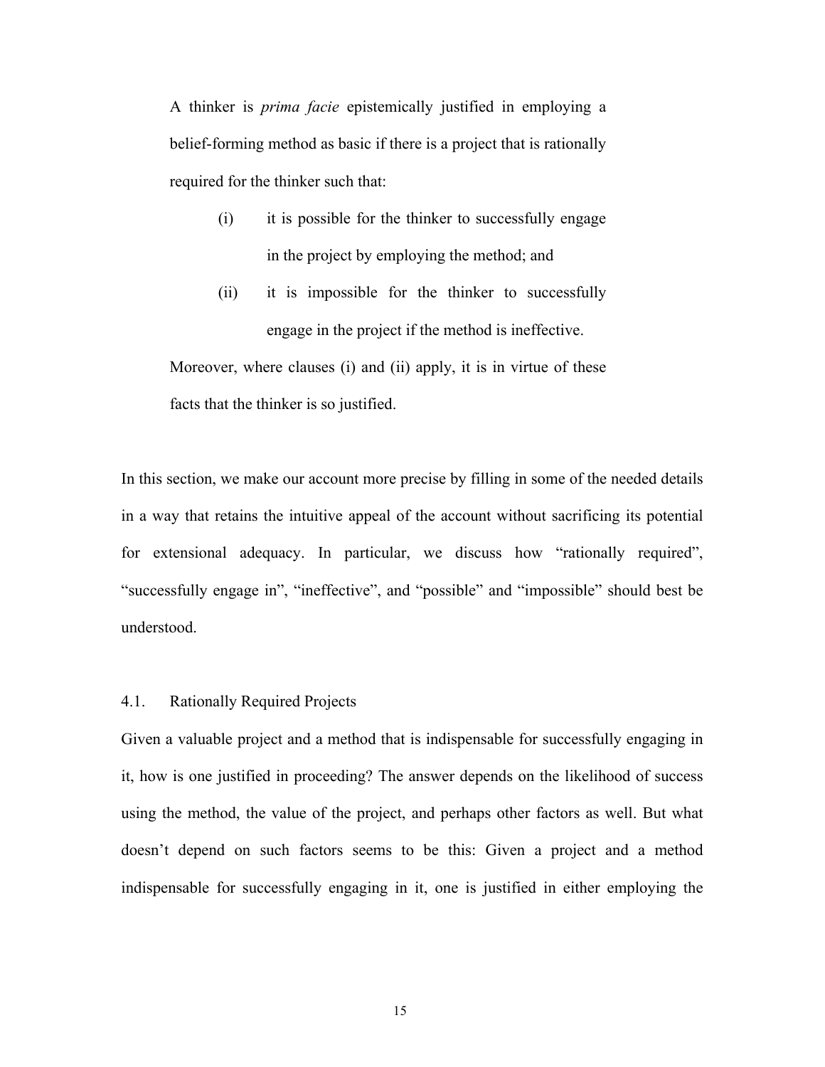> A thinker is *prima facie* epistemically justified in employing a belief-forming method as basic if there is a project that is rationally required for the thinker such that:
>
> (i) it is possible for the thinker to successfully engage in the project by employing the method; and
>
> (ii) it is impossible for the thinker to successfully engage in the project if the method is ineffective.
>
> Moreover, where clauses (i) and (ii) apply, it is in virtue of these facts that the thinker is so justified.

In this section, we make our account more precise by filling in some of the needed details in a way that retains the intuitive appeal of the account without sacrificing its potential for extensional adequacy. In particular, we discuss how "rationally required", "successfully engage in", "ineffective", and "possible" and "impossible" should best be understood.

### 4.1. Rationally Required Projects

Given a valuable project and a method that is indispensable for successfully engaging in it, how is one justified in proceeding? The answer depends on the likelihood of success using the method, the value of the project, and perhaps other factors as well. But what doesn't depend on such factors seems to be this: Given a project and a method indispensable for successfully engaging in it, one is justified in either employing the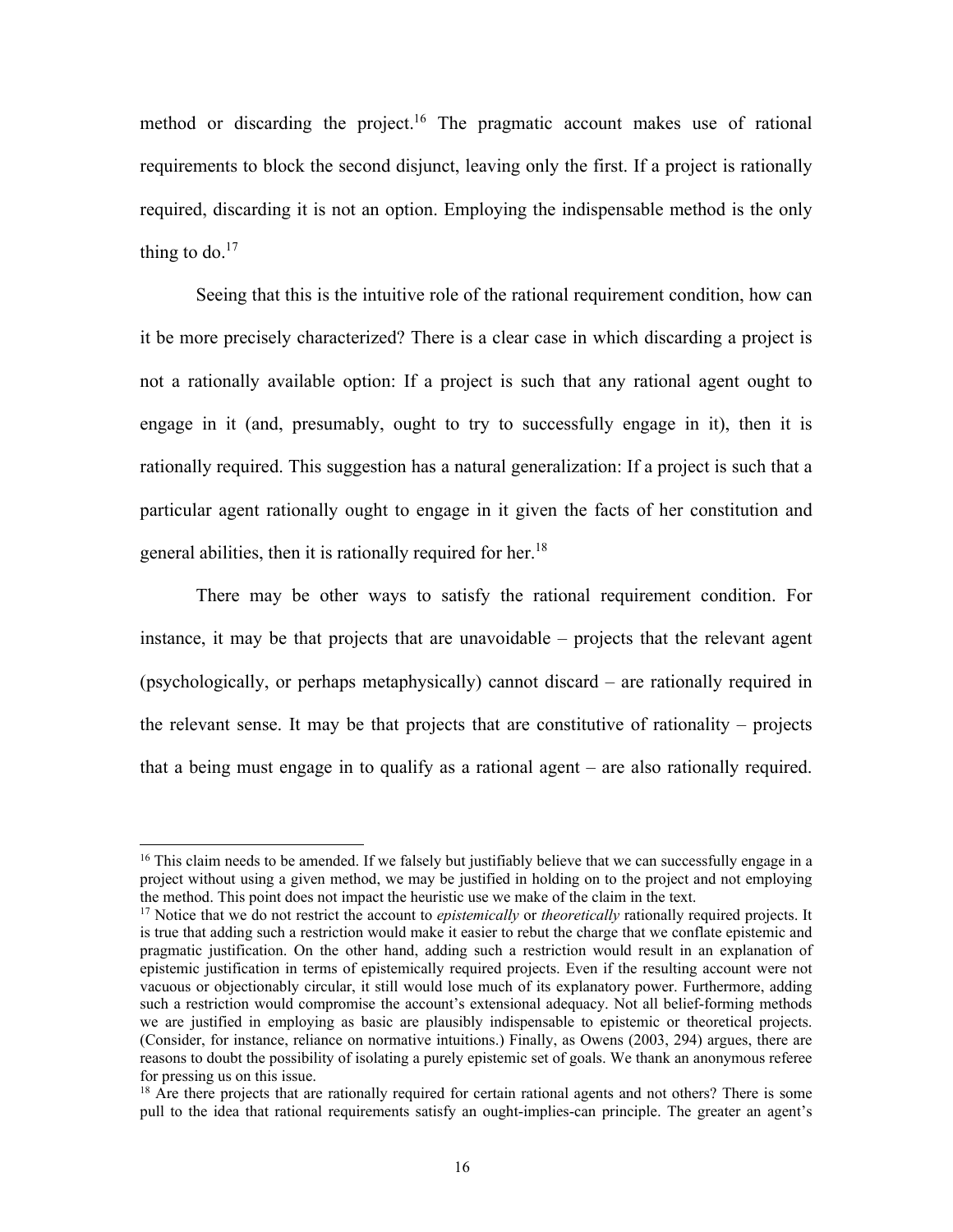method or discarding the project.[16] The pragmatic account makes use of rational requirements to block the second disjunct, leaving only the first. If a project is rationally required, discarding it is not an option. Employing the indispensable method is the only thing to do.[17]

Seeing that this is the intuitive role of the rational requirement condition, how can it be more precisely characterized? There is a clear case in which discarding a project is not a rationally available option: If a project is such that any rational agent ought to engage in it (and, presumably, ought to try to successfully engage in it), then it is rationally required. This suggestion has a natural generalization: If a project is such that a particular agent rationally ought to engage in it given the facts of her constitution and general abilities, then it is rationally required for her.[18]

There may be other ways to satisfy the rational requirement condition. For instance, it may be that projects that are unavoidable – projects that the relevant agent (psychologically, or perhaps metaphysically) cannot discard – are rationally required in the relevant sense. It may be that projects that are constitutive of rationality – projects that a being must engage in to qualify as a rational agent – are also rationally required.

---

[16] This claim needs to be amended. If we falsely but justifiably believe that we can successfully engage in a project without using a given method, we may be justified in holding on to the project and not employing the method. This point does not impact the heuristic use we make of the claim in the text.

[17] Notice that we do not restrict the account to *epistemically* or *theoretically* rationally required projects. It is true that adding such a restriction would make it easier to rebut the charge that we conflate epistemic and pragmatic justification. On the other hand, adding such a restriction would result in an explanation of epistemic justification in terms of epistemically required projects. Even if the resulting account were not vacuous or objectionably circular, it still would lose much of its explanatory power. Furthermore, adding such a restriction would compromise the account's extensional adequacy. Not all belief-forming methods we are justified in employing as basic are plausibly indispensable to epistemic or theoretical projects. (Consider, for instance, reliance on normative intuitions.) Finally, as Owens (2003, 294) argues, there are reasons to doubt the possibility of isolating a purely epistemic set of goals. We thank an anonymous referee for pressing us on this issue.

[18] Are there projects that are rationally required for certain rational agents and not others? There is some pull to the idea that rational requirements satisfy an ought-implies-can principle. The greater an agent's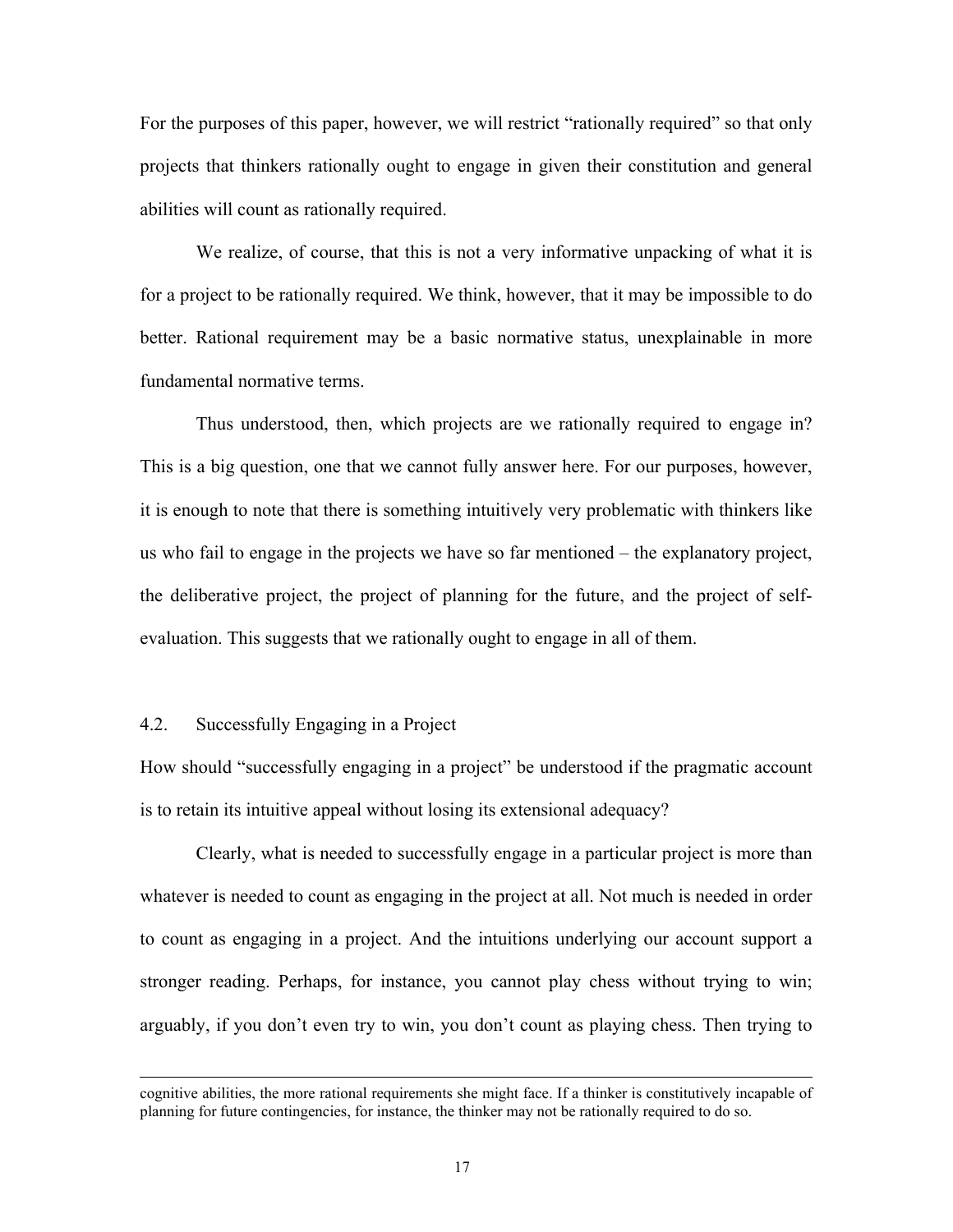For the purposes of this paper, however, we will restrict "rationally required" so that only projects that thinkers rationally ought to engage in given their constitution and general abilities will count as rationally required.

We realize, of course, that this is not a very informative unpacking of what it is for a project to be rationally required. We think, however, that it may be impossible to do better. Rational requirement may be a basic normative status, unexplainable in more fundamental normative terms.

Thus understood, then, which projects are we rationally required to engage in? This is a big question, one that we cannot fully answer here. For our purposes, however, it is enough to note that there is something intuitively very problematic with thinkers like us who fail to engage in the projects we have so far mentioned – the explanatory project, the deliberative project, the project of planning for the future, and the project of self-evaluation. This suggests that we rationally ought to engage in all of them.

## 4.2. Successfully Engaging in a Project

How should "successfully engaging in a project" be understood if the pragmatic account is to retain its intuitive appeal without losing its extensional adequacy?

Clearly, what is needed to successfully engage in a particular project is more than whatever is needed to count as engaging in the project at all. Not much is needed in order to count as engaging in a project. And the intuitions underlying our account support a stronger reading. Perhaps, for instance, you cannot play chess without trying to win; arguably, if you don't even try to win, you don't count as playing chess. Then trying to

---

cognitive abilities, the more rational requirements she might face. If a thinker is constitutively incapable of planning for future contingencies, for instance, the thinker may not be rationally required to do so.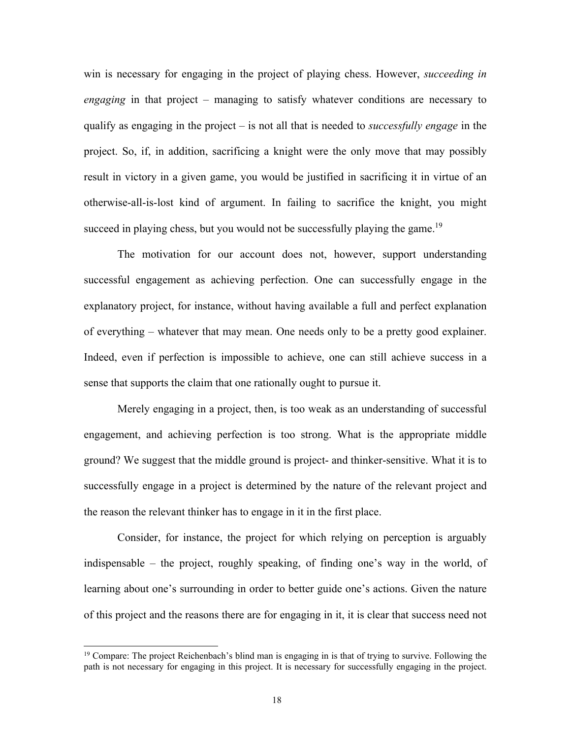win is necessary for engaging in the project of playing chess. However, *succeeding in engaging* in that project – managing to satisfy whatever conditions are necessary to qualify as engaging in the project – is not all that is needed to *successfully engage* in the project. So, if, in addition, sacrificing a knight were the only move that may possibly result in victory in a given game, you would be justified in sacrificing it in virtue of an otherwise-all-is-lost kind of argument. In failing to sacrifice the knight, you might succeed in playing chess, but you would not be successfully playing the game.[19]

The motivation for our account does not, however, support understanding successful engagement as achieving perfection. One can successfully engage in the explanatory project, for instance, without having available a full and perfect explanation of everything – whatever that may mean. One needs only to be a pretty good explainer. Indeed, even if perfection is impossible to achieve, one can still achieve success in a sense that supports the claim that one rationally ought to pursue it.

Merely engaging in a project, then, is too weak as an understanding of successful engagement, and achieving perfection is too strong. What is the appropriate middle ground? We suggest that the middle ground is project- and thinker-sensitive. What it is to successfully engage in a project is determined by the nature of the relevant project and the reason the relevant thinker has to engage in it in the first place.

Consider, for instance, the project for which relying on perception is arguably indispensable – the project, roughly speaking, of finding one's way in the world, of learning about one's surrounding in order to better guide one's actions. Given the nature of this project and the reasons there are for engaging in it, it is clear that success need not

---

[19] Compare: The project Reichenbach's blind man is engaging in is that of trying to survive. Following the path is not necessary for engaging in this project. It is necessary for successfully engaging in the project.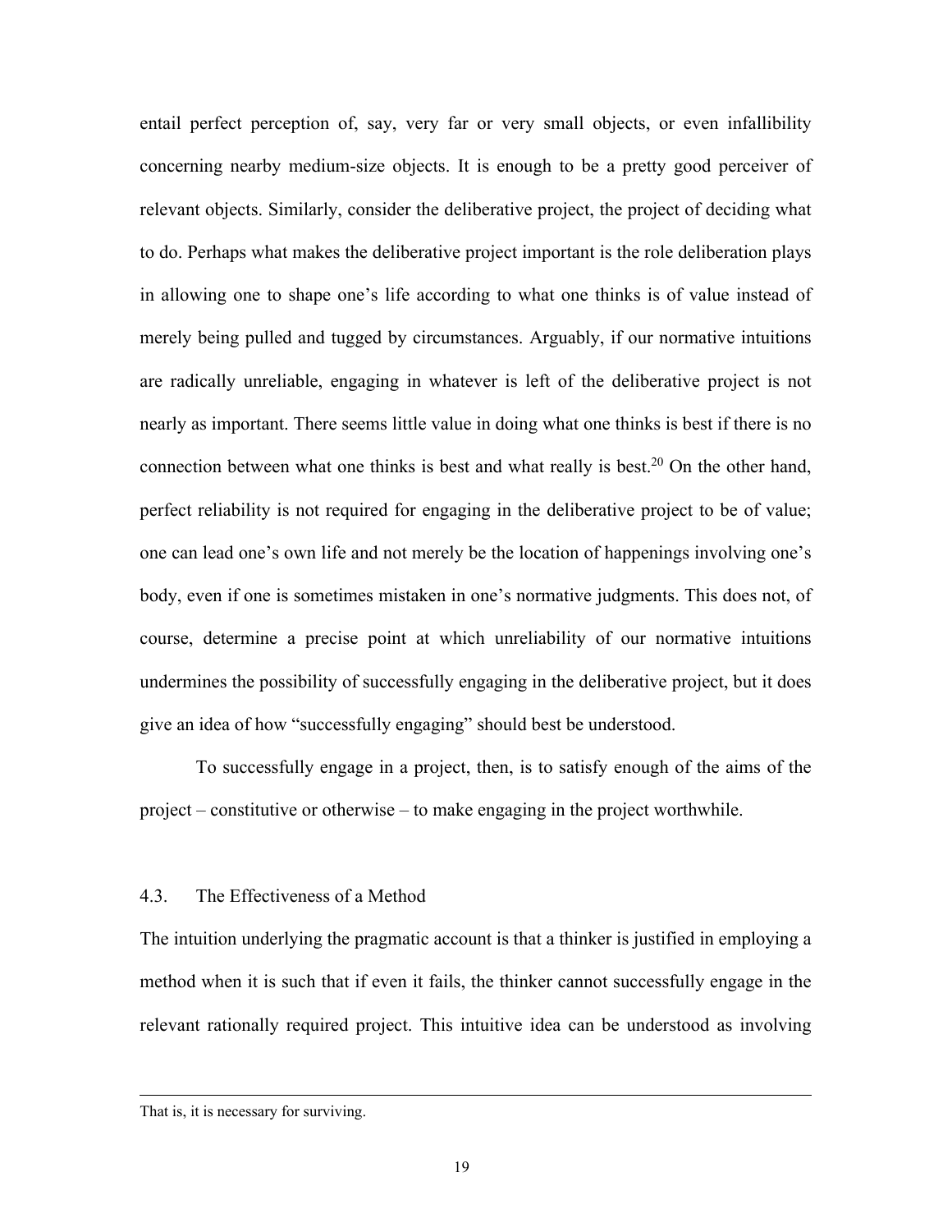entail perfect perception of, say, very far or very small objects, or even infallibility concerning nearby medium-size objects. It is enough to be a pretty good perceiver of relevant objects. Similarly, consider the deliberative project, the project of deciding what to do. Perhaps what makes the deliberative project important is the role deliberation plays in allowing one to shape one's life according to what one thinks is of value instead of merely being pulled and tugged by circumstances. Arguably, if our normative intuitions are radically unreliable, engaging in whatever is left of the deliberative project is not nearly as important. There seems little value in doing what one thinks is best if there is no connection between what one thinks is best and what really is best.[20] On the other hand, perfect reliability is not required for engaging in the deliberative project to be of value; one can lead one's own life and not merely be the location of happenings involving one's body, even if one is sometimes mistaken in one's normative judgments. This does not, of course, determine a precise point at which unreliability of our normative intuitions undermines the possibility of successfully engaging in the deliberative project, but it does give an idea of how "successfully engaging" should best be understood.

To successfully engage in a project, then, is to satisfy enough of the aims of the project – constitutive or otherwise – to make engaging in the project worthwhile.

### 4.3. The Effectiveness of a Method

The intuition underlying the pragmatic account is that a thinker is justified in employing a method when it is such that if even it fails, the thinker cannot successfully engage in the relevant rationally required project. This intuitive idea can be understood as involving

---

That is, it is necessary for surviving.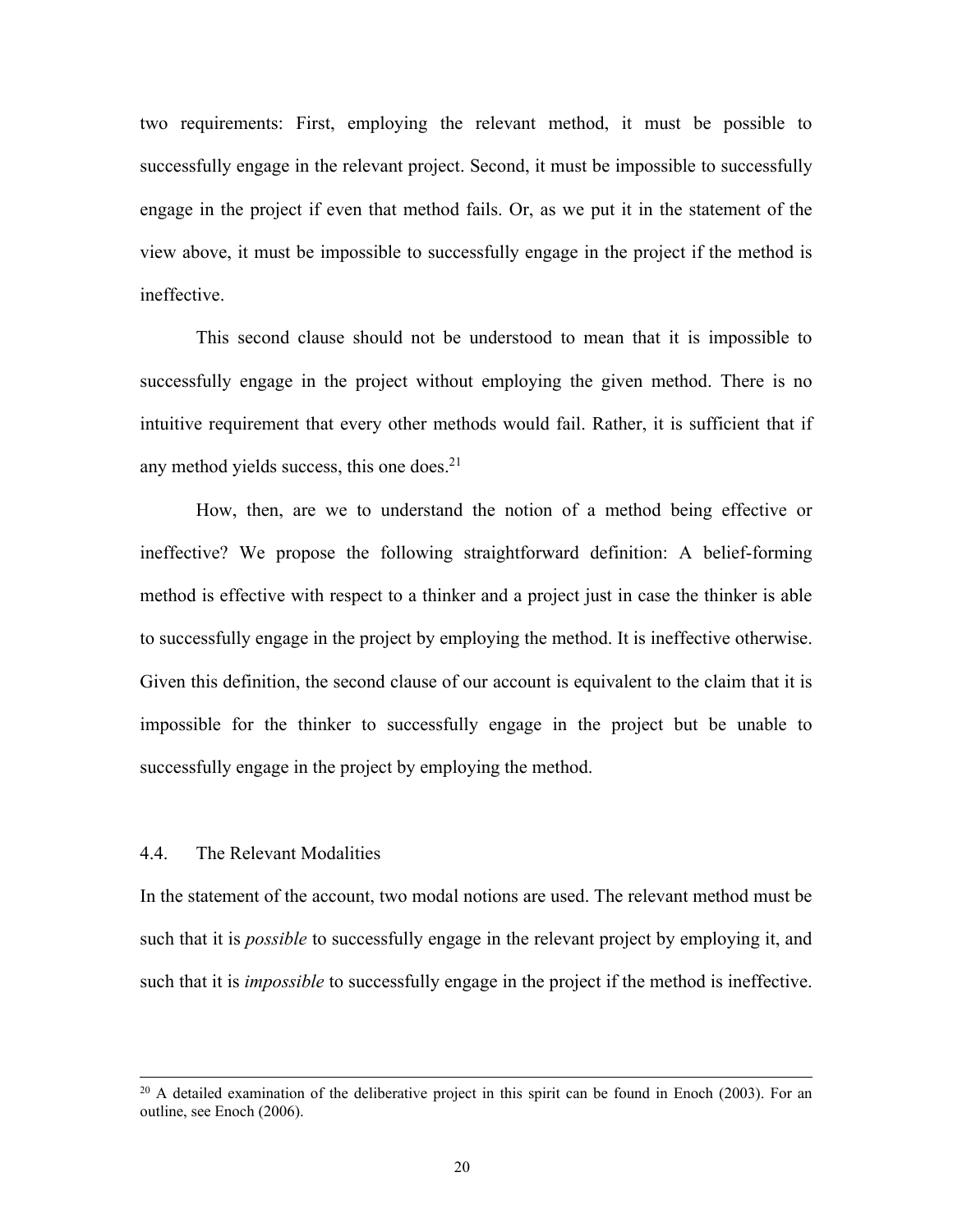two requirements: First, employing the relevant method, it must be possible to successfully engage in the relevant project. Second, it must be impossible to successfully engage in the project if even that method fails. Or, as we put it in the statement of the view above, it must be impossible to successfully engage in the project if the method is ineffective.

This second clause should not be understood to mean that it is impossible to successfully engage in the project without employing the given method. There is no intuitive requirement that every other methods would fail. Rather, it is sufficient that if any method yields success, this one does.[21]

How, then, are we to understand the notion of a method being effective or ineffective? We propose the following straightforward definition: A belief-forming method is effective with respect to a thinker and a project just in case the thinker is able to successfully engage in the project by employing the method. It is ineffective otherwise. Given this definition, the second clause of our account is equivalent to the claim that it is impossible for the thinker to successfully engage in the project but be unable to successfully engage in the project by employing the method.

### 4.4. The Relevant Modalities

In the statement of the account, two modal notions are used. The relevant method must be such that it is *possible* to successfully engage in the relevant project by employing it, and such that it is *impossible* to successfully engage in the project if the method is ineffective.

---

[20] A detailed examination of the deliberative project in this spirit can be found in Enoch (2003). For an outline, see Enoch (2006).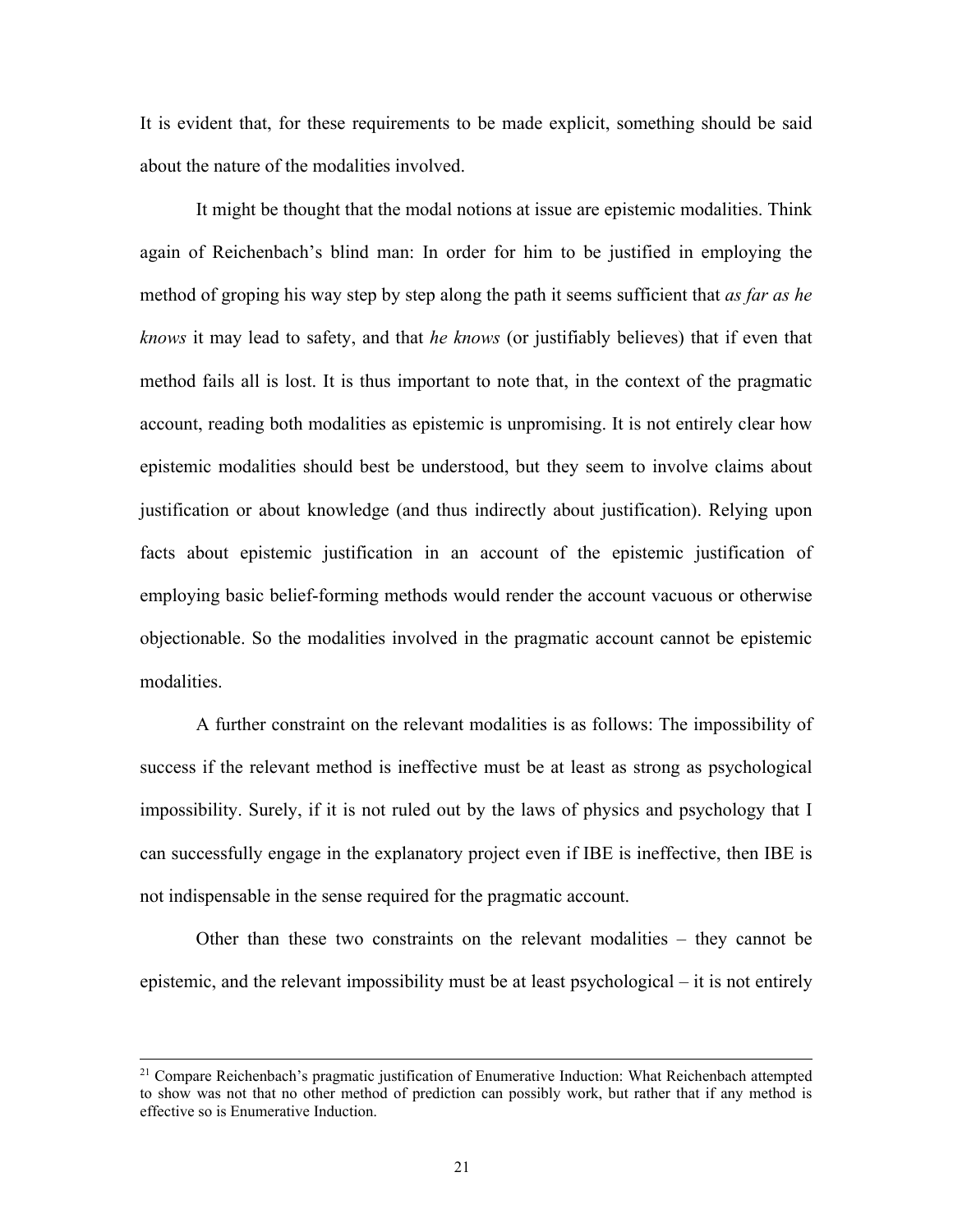It is evident that, for these requirements to be made explicit, something should be said about the nature of the modalities involved.

It might be thought that the modal notions at issue are epistemic modalities. Think again of Reichenbach's blind man: In order for him to be justified in employing the method of groping his way step by step along the path it seems sufficient that *as far as he knows* it may lead to safety, and that *he knows* (or justifiably believes) that if even that method fails all is lost. It is thus important to note that, in the context of the pragmatic account, reading both modalities as epistemic is unpromising. It is not entirely clear how epistemic modalities should best be understood, but they seem to involve claims about justification or about knowledge (and thus indirectly about justification). Relying upon facts about epistemic justification in an account of the epistemic justification of employing basic belief-forming methods would render the account vacuous or otherwise objectionable. So the modalities involved in the pragmatic account cannot be epistemic modalities.

A further constraint on the relevant modalities is as follows: The impossibility of success if the relevant method is ineffective must be at least as strong as psychological impossibility. Surely, if it is not ruled out by the laws of physics and psychology that I can successfully engage in the explanatory project even if IBE is ineffective, then IBE is not indispensable in the sense required for the pragmatic account.

Other than these two constraints on the relevant modalities – they cannot be epistemic, and the relevant impossibility must be at least psychological – it is not entirely

---

[21] Compare Reichenbach's pragmatic justification of Enumerative Induction: What Reichenbach attempted to show was not that no other method of prediction can possibly work, but rather that if any method is effective so is Enumerative Induction.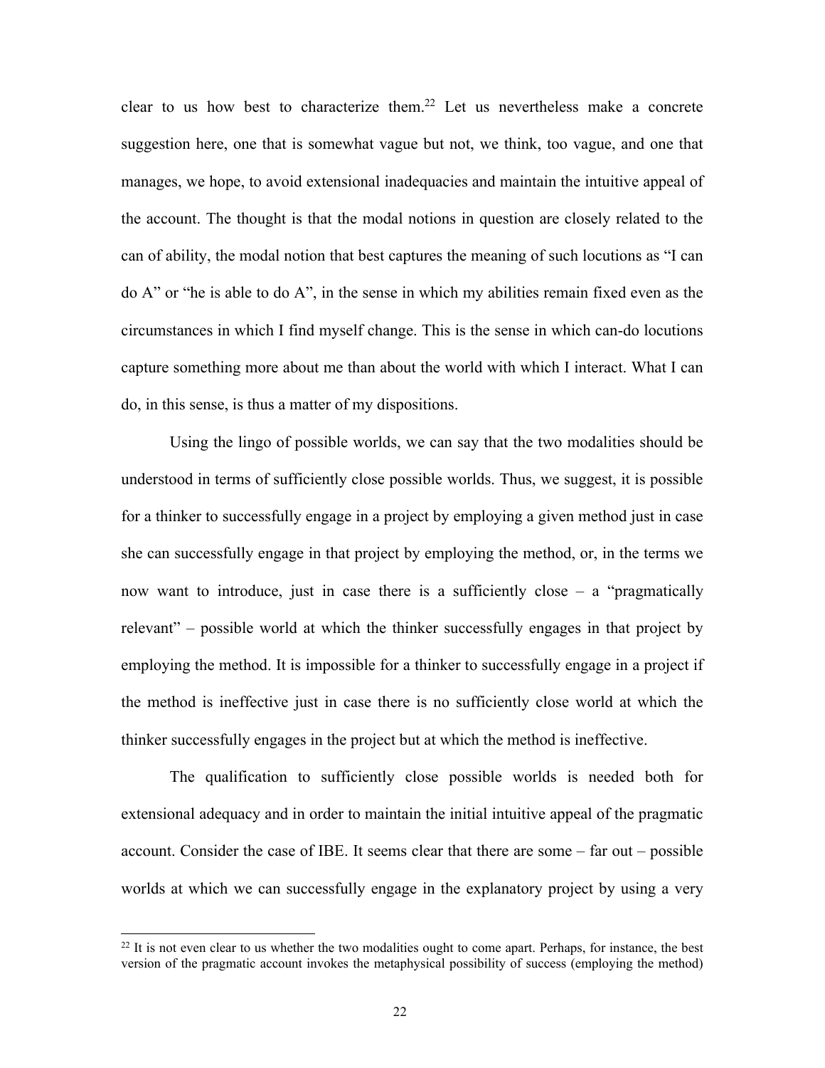clear to us how best to characterize them.[22] Let us nevertheless make a concrete suggestion here, one that is somewhat vague but not, we think, too vague, and one that manages, we hope, to avoid extensional inadequacies and maintain the intuitive appeal of the account. The thought is that the modal notions in question are closely related to the can of ability, the modal notion that best captures the meaning of such locutions as "I can do A" or "he is able to do A", in the sense in which my abilities remain fixed even as the circumstances in which I find myself change. This is the sense in which can-do locutions capture something more about me than about the world with which I interact. What I can do, in this sense, is thus a matter of my dispositions.

Using the lingo of possible worlds, we can say that the two modalities should be understood in terms of sufficiently close possible worlds. Thus, we suggest, it is possible for a thinker to successfully engage in a project by employing a given method just in case she can successfully engage in that project by employing the method, or, in the terms we now want to introduce, just in case there is a sufficiently close – a "pragmatically relevant" – possible world at which the thinker successfully engages in that project by employing the method. It is impossible for a thinker to successfully engage in a project if the method is ineffective just in case there is no sufficiently close world at which the thinker successfully engages in the project but at which the method is ineffective.

The qualification to sufficiently close possible worlds is needed both for extensional adequacy and in order to maintain the initial intuitive appeal of the pragmatic account. Consider the case of IBE. It seems clear that there are some – far out – possible worlds at which we can successfully engage in the explanatory project by using a very

[22] It is not even clear to us whether the two modalities ought to come apart. Perhaps, for instance, the best version of the pragmatic account invokes the metaphysical possibility of success (employing the method)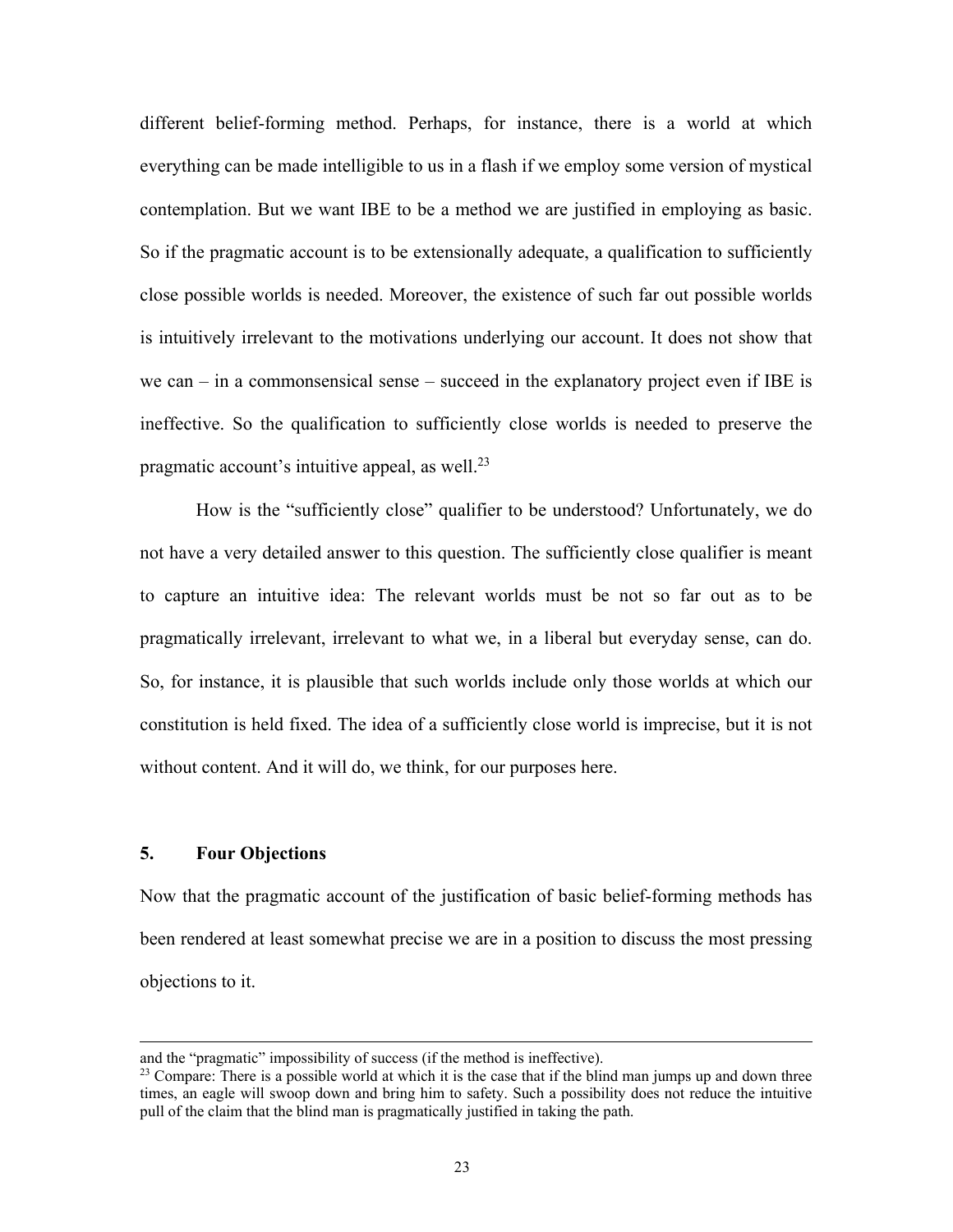different belief-forming method. Perhaps, for instance, there is a world at which everything can be made intelligible to us in a flash if we employ some version of mystical contemplation. But we want IBE to be a method we are justified in employing as basic. So if the pragmatic account is to be extensionally adequate, a qualification to sufficiently close possible worlds is needed. Moreover, the existence of such far out possible worlds is intuitively irrelevant to the motivations underlying our account. It does not show that we can – in a commonsensical sense – succeed in the explanatory project even if IBE is ineffective. So the qualification to sufficiently close worlds is needed to preserve the pragmatic account's intuitive appeal, as well.[23]

How is the "sufficiently close" qualifier to be understood? Unfortunately, we do not have a very detailed answer to this question. The sufficiently close qualifier is meant to capture an intuitive idea: The relevant worlds must be not so far out as to be pragmatically irrelevant, irrelevant to what we, in a liberal but everyday sense, can do. So, for instance, it is plausible that such worlds include only those worlds at which our constitution is held fixed. The idea of a sufficiently close world is imprecise, but it is not without content. And it will do, we think, for our purposes here.

## 5. Four Objections

Now that the pragmatic account of the justification of basic belief-forming methods has been rendered at least somewhat precise we are in a position to discuss the most pressing objections to it.

---

and the "pragmatic" impossibility of success (if the method is ineffective).

[23] Compare: There is a possible world at which it is the case that if the blind man jumps up and down three times, an eagle will swoop down and bring him to safety. Such a possibility does not reduce the intuitive pull of the claim that the blind man is pragmatically justified in taking the path.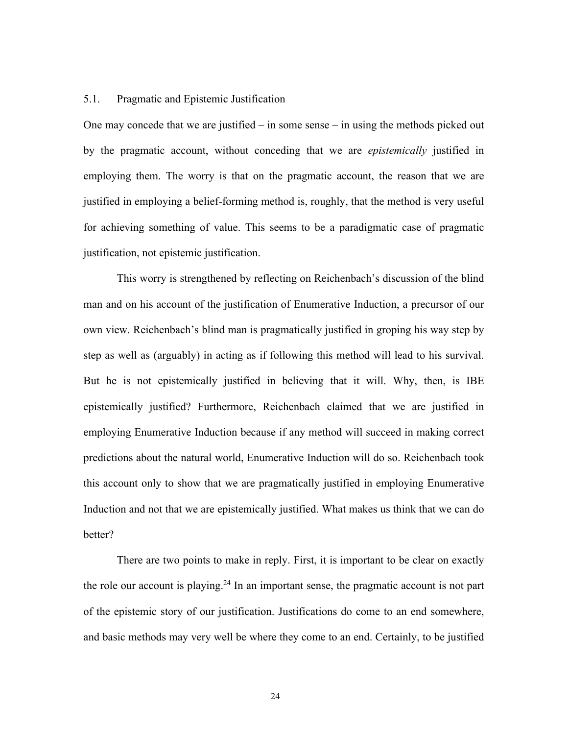### 5.1. Pragmatic and Epistemic Justification

One may concede that we are justified – in some sense – in using the methods picked out by the pragmatic account, without conceding that we are *epistemically* justified in employing them. The worry is that on the pragmatic account, the reason that we are justified in employing a belief-forming method is, roughly, that the method is very useful for achieving something of value. This seems to be a paradigmatic case of pragmatic justification, not epistemic justification.

This worry is strengthened by reflecting on Reichenbach's discussion of the blind man and on his account of the justification of Enumerative Induction, a precursor of our own view. Reichenbach's blind man is pragmatically justified in groping his way step by step as well as (arguably) in acting as if following this method will lead to his survival. But he is not epistemically justified in believing that it will. Why, then, is IBE epistemically justified? Furthermore, Reichenbach claimed that we are justified in employing Enumerative Induction because if any method will succeed in making correct predictions about the natural world, Enumerative Induction will do so. Reichenbach took this account only to show that we are pragmatically justified in employing Enumerative Induction and not that we are epistemically justified. What makes us think that we can do better?

There are two points to make in reply. First, it is important to be clear on exactly the role our account is playing.[24] In an important sense, the pragmatic account is not part of the epistemic story of our justification. Justifications do come to an end somewhere, and basic methods may very well be where they come to an end. Certainly, to be justified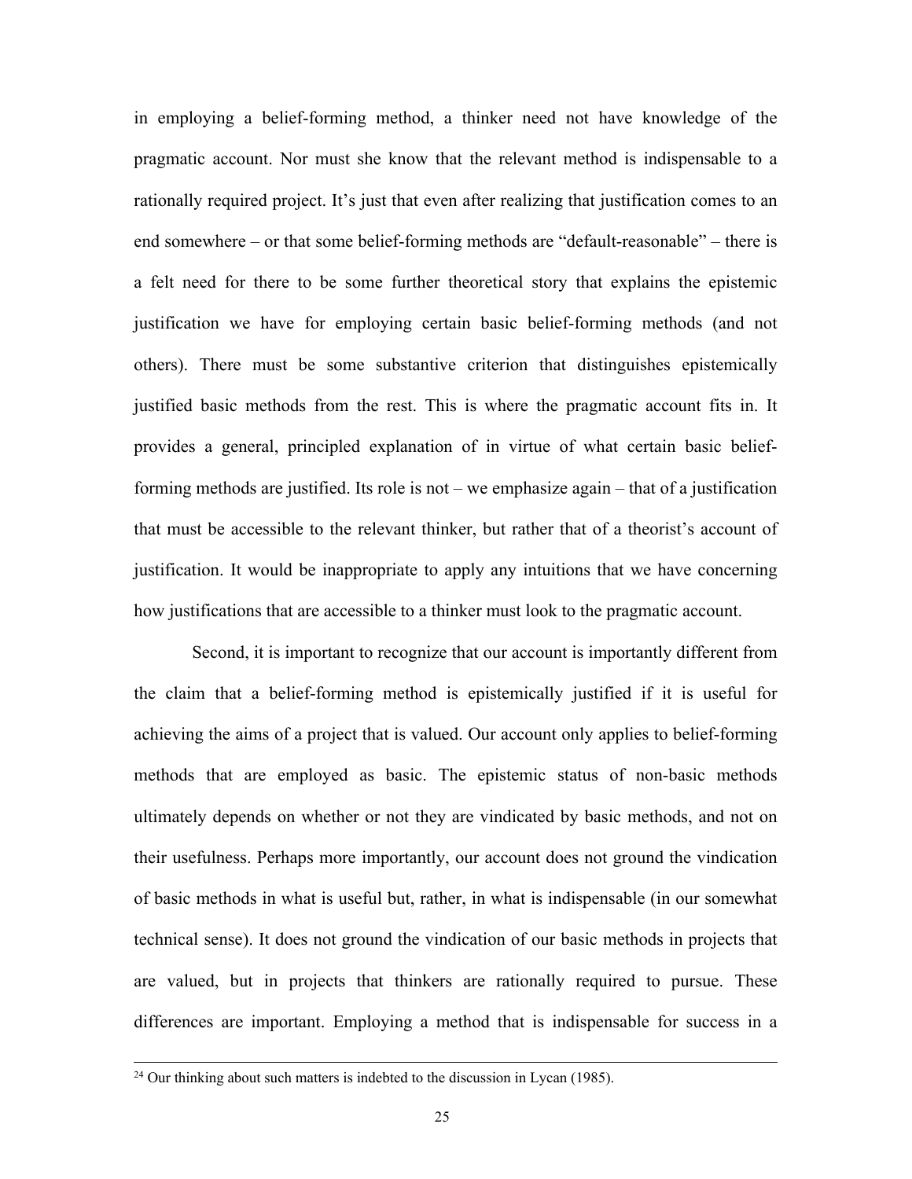in employing a belief-forming method, a thinker need not have knowledge of the pragmatic account. Nor must she know that the relevant method is indispensable to a rationally required project. It's just that even after realizing that justification comes to an end somewhere – or that some belief-forming methods are "default-reasonable" – there is a felt need for there to be some further theoretical story that explains the epistemic justification we have for employing certain basic belief-forming methods (and not others). There must be some substantive criterion that distinguishes epistemically justified basic methods from the rest. This is where the pragmatic account fits in. It provides a general, principled explanation of in virtue of what certain basic belief-forming methods are justified. Its role is not – we emphasize again – that of a justification that must be accessible to the relevant thinker, but rather that of a theorist's account of justification. It would be inappropriate to apply any intuitions that we have concerning how justifications that are accessible to a thinker must look to the pragmatic account.

Second, it is important to recognize that our account is importantly different from the claim that a belief-forming method is epistemically justified if it is useful for achieving the aims of a project that is valued. Our account only applies to belief-forming methods that are employed as basic. The epistemic status of non-basic methods ultimately depends on whether or not they are vindicated by basic methods, and not on their usefulness. Perhaps more importantly, our account does not ground the vindication of basic methods in what is useful but, rather, in what is indispensable (in our somewhat technical sense). It does not ground the vindication of our basic methods in projects that are valued, but in projects that thinkers are rationally required to pursue. These differences are important. Employing a method that is indispensable for success in a

[24] Our thinking about such matters is indebted to the discussion in Lycan (1985).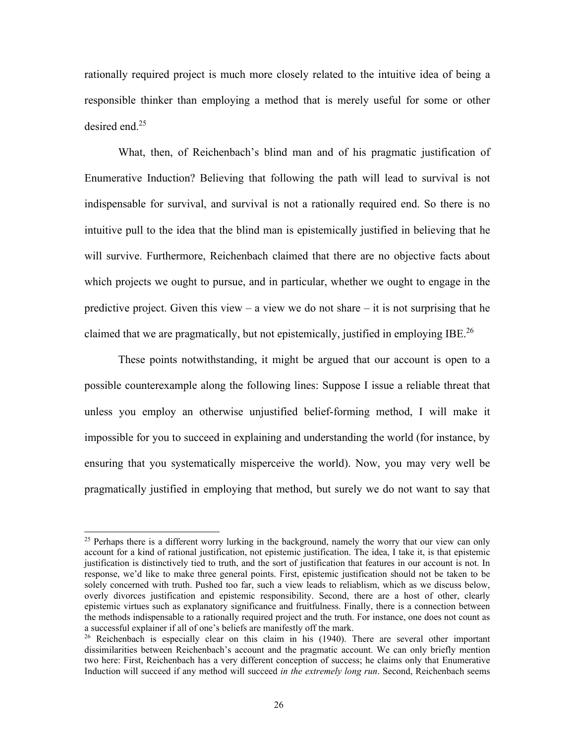rationally required project is much more closely related to the intuitive idea of being a responsible thinker than employing a method that is merely useful for some or other desired end.[25]

What, then, of Reichenbach's blind man and of his pragmatic justification of Enumerative Induction? Believing that following the path will lead to survival is not indispensable for survival, and survival is not a rationally required end. So there is no intuitive pull to the idea that the blind man is epistemically justified in believing that he will survive. Furthermore, Reichenbach claimed that there are no objective facts about which projects we ought to pursue, and in particular, whether we ought to engage in the predictive project. Given this view – a view we do not share – it is not surprising that he claimed that we are pragmatically, but not epistemically, justified in employing IBE.[26]

These points notwithstanding, it might be argued that our account is open to a possible counterexample along the following lines: Suppose I issue a reliable threat that unless you employ an otherwise unjustified belief-forming method, I will make it impossible for you to succeed in explaining and understanding the world (for instance, by ensuring that you systematically misperceive the world). Now, you may very well be pragmatically justified in employing that method, but surely we do not want to say that

---

[25] Perhaps there is a different worry lurking in the background, namely the worry that our view can only account for a kind of rational justification, not epistemic justification. The idea, I take it, is that epistemic justification is distinctively tied to truth, and the sort of justification that features in our account is not. In response, we'd like to make three general points. First, epistemic justification should not be taken to be solely concerned with truth. Pushed too far, such a view leads to reliablism, which as we discuss below, overly divorces justification and epistemic responsibility. Second, there are a host of other, clearly epistemic virtues such as explanatory significance and fruitfulness. Finally, there is a connection between the methods indispensable to a rationally required project and the truth. For instance, one does not count as a successful explainer if all of one's beliefs are manifestly off the mark.

[26] Reichenbach is especially clear on this claim in his (1940). There are several other important dissimilarities between Reichenbach's account and the pragmatic account. We can only briefly mention two here: First, Reichenbach has a very different conception of success; he claims only that Enumerative Induction will succeed if any method will succeed *in the extremely long run*. Second, Reichenbach seems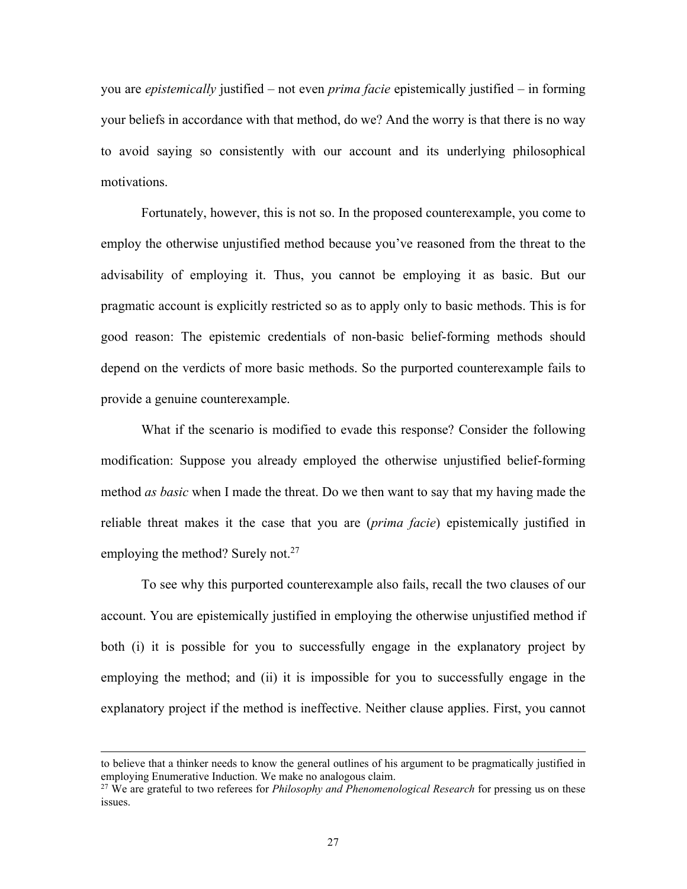you are *epistemically* justified – not even *prima facie* epistemically justified – in forming your beliefs in accordance with that method, do we? And the worry is that there is no way to avoid saying so consistently with our account and its underlying philosophical motivations.

Fortunately, however, this is not so. In the proposed counterexample, you come to employ the otherwise unjustified method because you've reasoned from the threat to the advisability of employing it. Thus, you cannot be employing it as basic. But our pragmatic account is explicitly restricted so as to apply only to basic methods. This is for good reason: The epistemic credentials of non-basic belief-forming methods should depend on the verdicts of more basic methods. So the purported counterexample fails to provide a genuine counterexample.

What if the scenario is modified to evade this response? Consider the following modification: Suppose you already employed the otherwise unjustified belief-forming method *as basic* when I made the threat. Do we then want to say that my having made the reliable threat makes it the case that you are (*prima facie*) epistemically justified in employing the method? Surely not.[27]

To see why this purported counterexample also fails, recall the two clauses of our account. You are epistemically justified in employing the otherwise unjustified method if both (i) it is possible for you to successfully engage in the explanatory project by employing the method; and (ii) it is impossible for you to successfully engage in the explanatory project if the method is ineffective. Neither clause applies. First, you cannot

---

to believe that a thinker needs to know the general outlines of his argument to be pragmatically justified in employing Enumerative Induction. We make no analogous claim.

[27] We are grateful to two referees for *Philosophy and Phenomenological Research* for pressing us on these issues.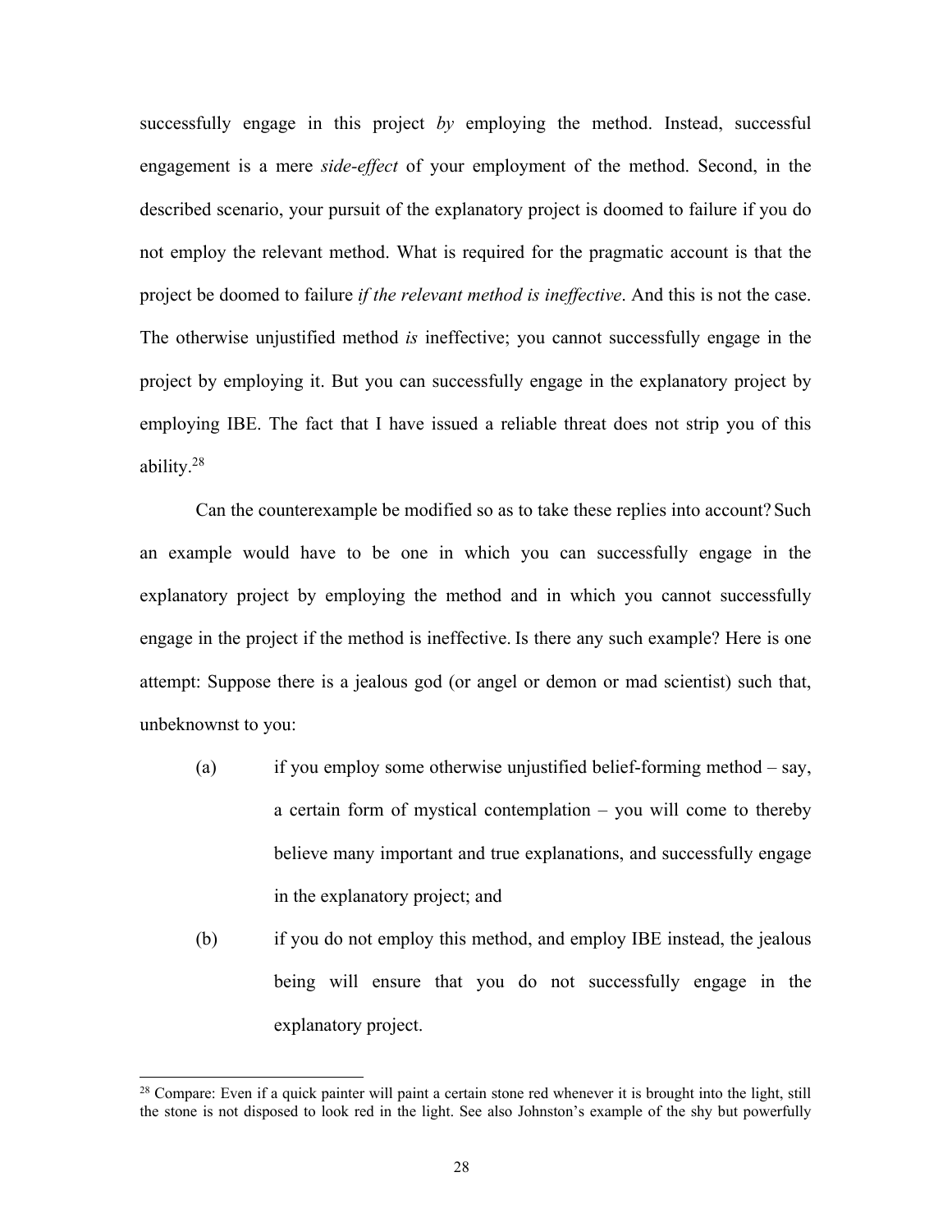successfully engage in this project *by* employing the method. Instead, successful engagement is a mere *side-effect* of your employment of the method. Second, in the described scenario, your pursuit of the explanatory project is doomed to failure if you do not employ the relevant method. What is required for the pragmatic account is that the project be doomed to failure *if the relevant method is ineffective*. And this is not the case. The otherwise unjustified method *is* ineffective; you cannot successfully engage in the project by employing it. But you can successfully engage in the explanatory project by employing IBE. The fact that I have issued a reliable threat does not strip you of this ability.[28]

Can the counterexample be modified so as to take these replies into account? Such an example would have to be one in which you can successfully engage in the explanatory project by employing the method and in which you cannot successfully engage in the project if the method is ineffective. Is there any such example? Here is one attempt: Suppose there is a jealous god (or angel or demon or mad scientist) such that, unbeknownst to you:

(a) if you employ some otherwise unjustified belief-forming method – say, a certain form of mystical contemplation – you will come to thereby believe many important and true explanations, and successfully engage in the explanatory project; and

(b) if you do not employ this method, and employ IBE instead, the jealous being will ensure that you do not successfully engage in the explanatory project.

[28] Compare: Even if a quick painter will paint a certain stone red whenever it is brought into the light, still the stone is not disposed to look red in the light. See also Johnston's example of the shy but powerfully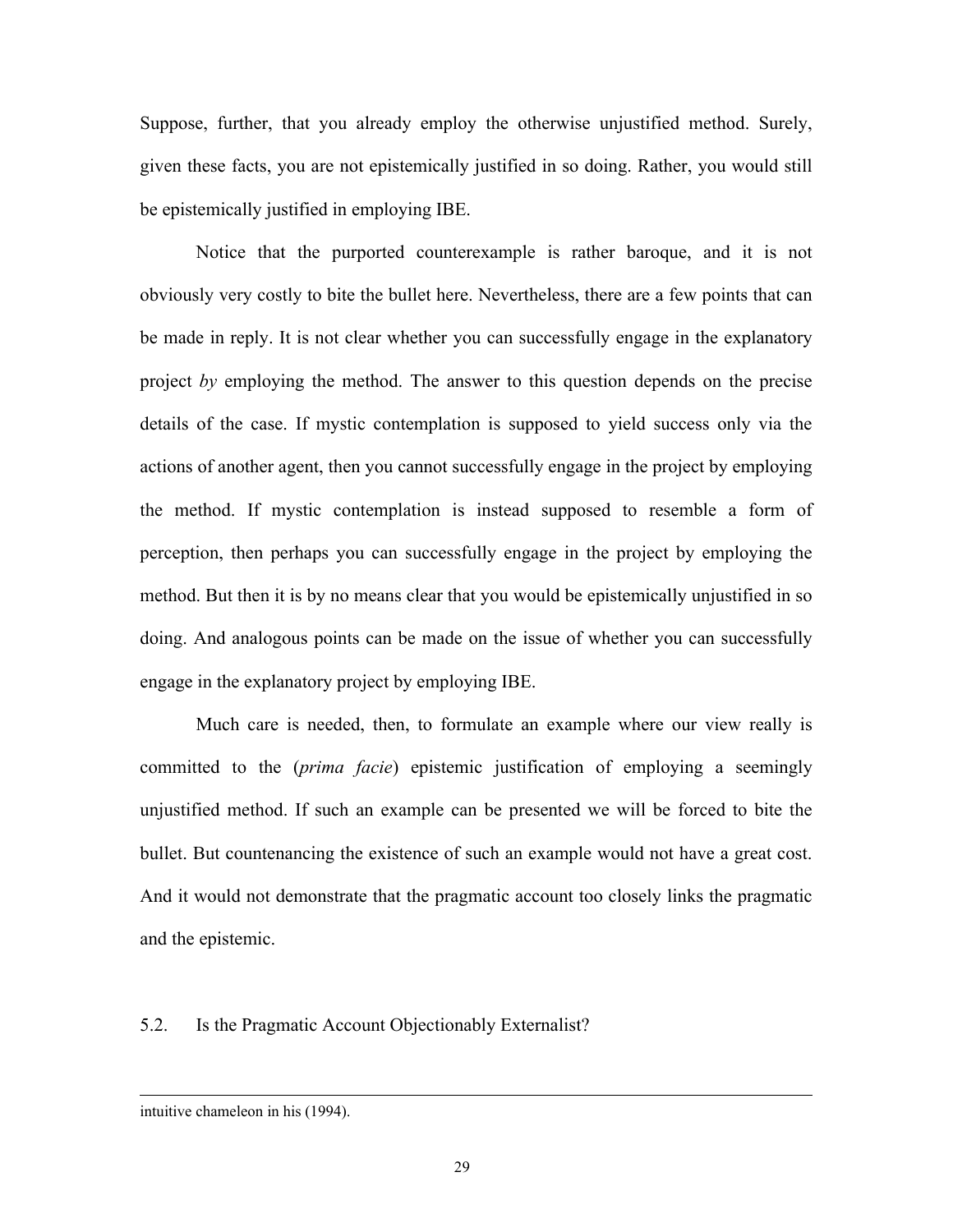Suppose, further, that you already employ the otherwise unjustified method. Surely, given these facts, you are not epistemically justified in so doing. Rather, you would still be epistemically justified in employing IBE.

Notice that the purported counterexample is rather baroque, and it is not obviously very costly to bite the bullet here. Nevertheless, there are a few points that can be made in reply. It is not clear whether you can successfully engage in the explanatory project *by* employing the method. The answer to this question depends on the precise details of the case. If mystic contemplation is supposed to yield success only via the actions of another agent, then you cannot successfully engage in the project by employing the method. If mystic contemplation is instead supposed to resemble a form of perception, then perhaps you can successfully engage in the project by employing the method. But then it is by no means clear that you would be epistemically unjustified in so doing. And analogous points can be made on the issue of whether you can successfully engage in the explanatory project by employing IBE.

Much care is needed, then, to formulate an example where our view really is committed to the (*prima facie*) epistemic justification of employing a seemingly unjustified method. If such an example can be presented we will be forced to bite the bullet. But countenancing the existence of such an example would not have a great cost. And it would not demonstrate that the pragmatic account too closely links the pragmatic and the epistemic.

## 5.2. Is the Pragmatic Account Objectionably Externalist?

---

intuitive chameleon in his (1994).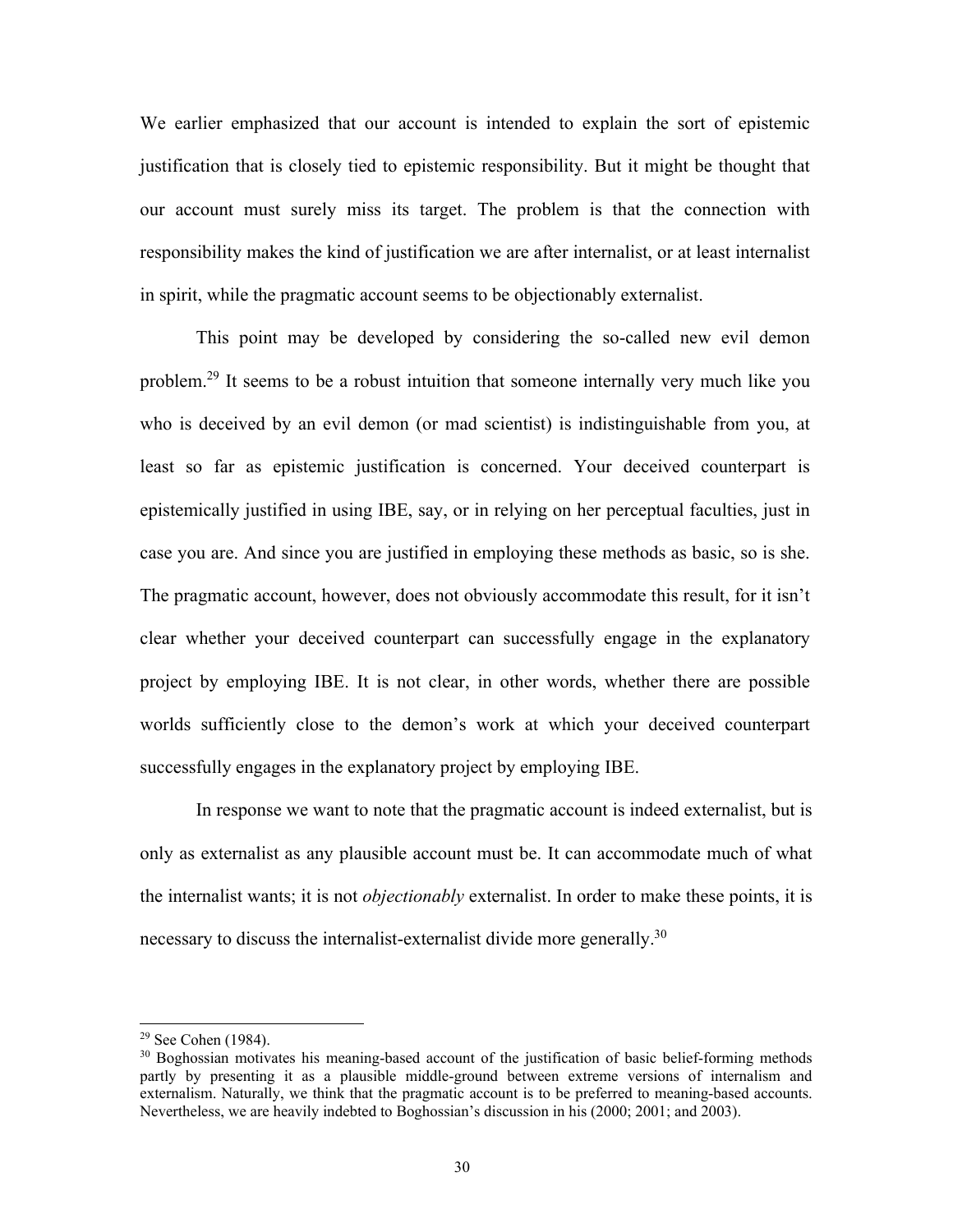We earlier emphasized that our account is intended to explain the sort of epistemic justification that is closely tied to epistemic responsibility. But it might be thought that our account must surely miss its target. The problem is that the connection with responsibility makes the kind of justification we are after internalist, or at least internalist in spirit, while the pragmatic account seems to be objectionably externalist.

This point may be developed by considering the so-called new evil demon problem.[29] It seems to be a robust intuition that someone internally very much like you who is deceived by an evil demon (or mad scientist) is indistinguishable from you, at least so far as epistemic justification is concerned. Your deceived counterpart is epistemically justified in using IBE, say, or in relying on her perceptual faculties, just in case you are. And since you are justified in employing these methods as basic, so is she. The pragmatic account, however, does not obviously accommodate this result, for it isn't clear whether your deceived counterpart can successfully engage in the explanatory project by employing IBE. It is not clear, in other words, whether there are possible worlds sufficiently close to the demon's work at which your deceived counterpart successfully engages in the explanatory project by employing IBE.

In response we want to note that the pragmatic account is indeed externalist, but is only as externalist as any plausible account must be. It can accommodate much of what the internalist wants; it is not *objectionably* externalist. In order to make these points, it is necessary to discuss the internalist-externalist divide more generally.[30]

---

[29] See Cohen (1984).

[30] Boghossian motivates his meaning-based account of the justification of basic belief-forming methods partly by presenting it as a plausible middle-ground between extreme versions of internalism and externalism. Naturally, we think that the pragmatic account is to be preferred to meaning-based accounts. Nevertheless, we are heavily indebted to Boghossian's discussion in his (2000; 2001; and 2003).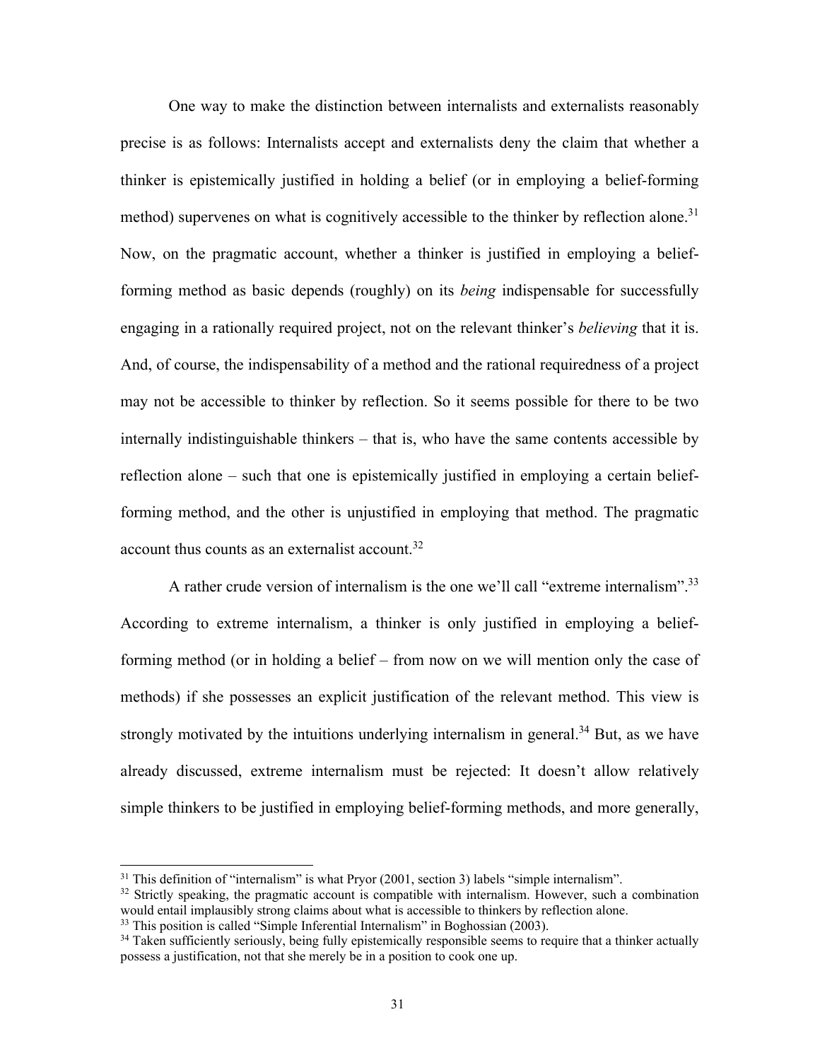One way to make the distinction between internalists and externalists reasonably precise is as follows: Internalists accept and externalists deny the claim that whether a thinker is epistemically justified in holding a belief (or in employing a belief-forming method) supervenes on what is cognitively accessible to the thinker by reflection alone.[31] Now, on the pragmatic account, whether a thinker is justified in employing a belief-forming method as basic depends (roughly) on its *being* indispensable for successfully engaging in a rationally required project, not on the relevant thinker's *believing* that it is. And, of course, the indispensability of a method and the rational requiredness of a project may not be accessible to thinker by reflection. So it seems possible for there to be two internally indistinguishable thinkers – that is, who have the same contents accessible by reflection alone – such that one is epistemically justified in employing a certain belief-forming method, and the other is unjustified in employing that method. The pragmatic account thus counts as an externalist account.[32]

A rather crude version of internalism is the one we'll call "extreme internalism".[33] According to extreme internalism, a thinker is only justified in employing a belief-forming method (or in holding a belief – from now on we will mention only the case of methods) if she possesses an explicit justification of the relevant method. This view is strongly motivated by the intuitions underlying internalism in general.[34] But, as we have already discussed, extreme internalism must be rejected: It doesn't allow relatively simple thinkers to be justified in employing belief-forming methods, and more generally,

---

[31] This definition of "internalism" is what Pryor (2001, section 3) labels "simple internalism".

[32] Strictly speaking, the pragmatic account is compatible with internalism. However, such a combination would entail implausibly strong claims about what is accessible to thinkers by reflection alone.

[33] This position is called "Simple Inferential Internalism" in Boghossian (2003).

[34] Taken sufficiently seriously, being fully epistemically responsible seems to require that a thinker actually possess a justification, not that she merely be in a position to cook one up.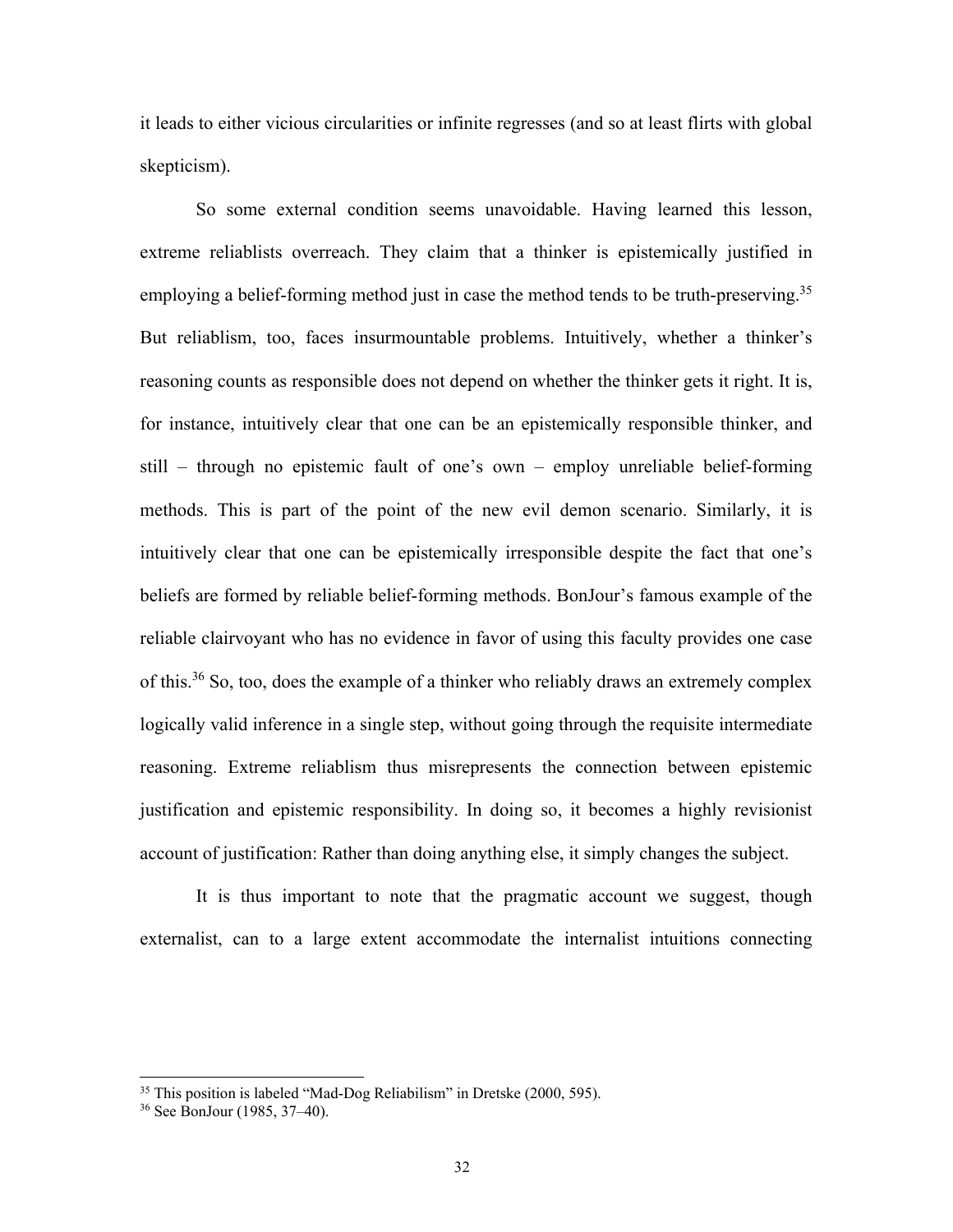it leads to either vicious circularities or infinite regresses (and so at least flirts with global skepticism).

So some external condition seems unavoidable. Having learned this lesson, extreme reliablists overreach. They claim that a thinker is epistemically justified in employing a belief-forming method just in case the method tends to be truth-preserving.[35] But reliablism, too, faces insurmountable problems. Intuitively, whether a thinker's reasoning counts as responsible does not depend on whether the thinker gets it right. It is, for instance, intuitively clear that one can be an epistemically responsible thinker, and still – through no epistemic fault of one's own – employ unreliable belief-forming methods. This is part of the point of the new evil demon scenario. Similarly, it is intuitively clear that one can be epistemically irresponsible despite the fact that one's beliefs are formed by reliable belief-forming methods. BonJour's famous example of the reliable clairvoyant who has no evidence in favor of using this faculty provides one case of this.[36] So, too, does the example of a thinker who reliably draws an extremely complex logically valid inference in a single step, without going through the requisite intermediate reasoning. Extreme reliablism thus misrepresents the connection between epistemic justification and epistemic responsibility. In doing so, it becomes a highly revisionist account of justification: Rather than doing anything else, it simply changes the subject.

It is thus important to note that the pragmatic account we suggest, though externalist, can to a large extent accommodate the internalist intuitions connecting

---

[35] This position is labeled "Mad-Dog Reliabilism" in Dretske (2000, 595).

[36] See BonJour (1985, 37–40).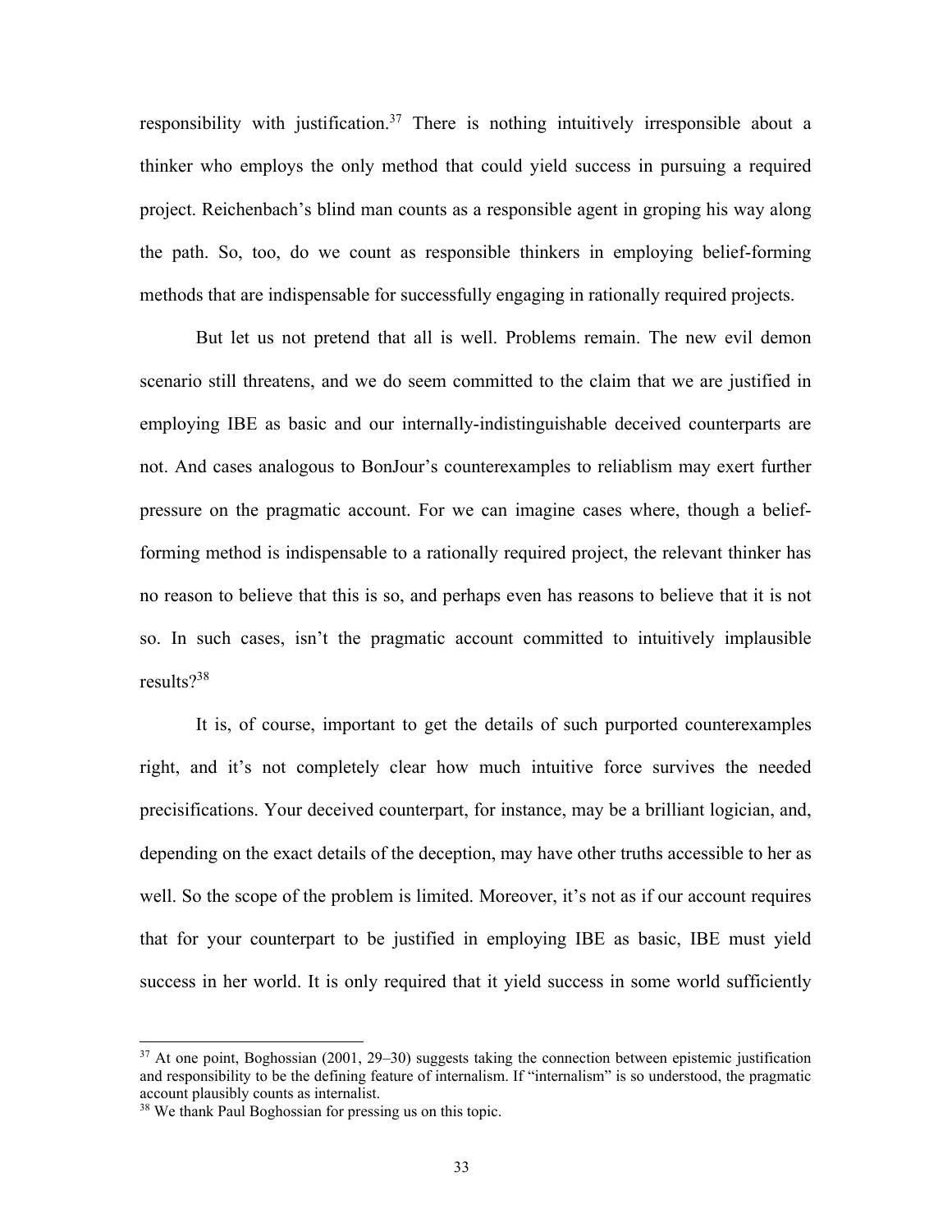responsibility with justification.[37] There is nothing intuitively irresponsible about a thinker who employs the only method that could yield success in pursuing a required project. Reichenbach's blind man counts as a responsible agent in groping his way along the path. So, too, do we count as responsible thinkers in employing belief-forming methods that are indispensable for successfully engaging in rationally required projects.

But let us not pretend that all is well. Problems remain. The new evil demon scenario still threatens, and we do seem committed to the claim that we are justified in employing IBE as basic and our internally-indistinguishable deceived counterparts are not. And cases analogous to BonJour's counterexamples to reliablism may exert further pressure on the pragmatic account. For we can imagine cases where, though a belief-forming method is indispensable to a rationally required project, the relevant thinker has no reason to believe that this is so, and perhaps even has reasons to believe that it is not so. In such cases, isn't the pragmatic account committed to intuitively implausible results?[38]

It is, of course, important to get the details of such purported counterexamples right, and it's not completely clear how much intuitive force survives the needed precisifications. Your deceived counterpart, for instance, may be a brilliant logician, and, depending on the exact details of the deception, may have other truths accessible to her as well. So the scope of the problem is limited. Moreover, it's not as if our account requires that for your counterpart to be justified in employing IBE as basic, IBE must yield success in her world. It is only required that it yield success in some world sufficiently

---

[37] At one point, Boghossian (2001, 29–30) suggests taking the connection between epistemic justification and responsibility to be the defining feature of internalism. If "internalism" is so understood, the pragmatic account plausibly counts as internalist.

[38] We thank Paul Boghossian for pressing us on this topic.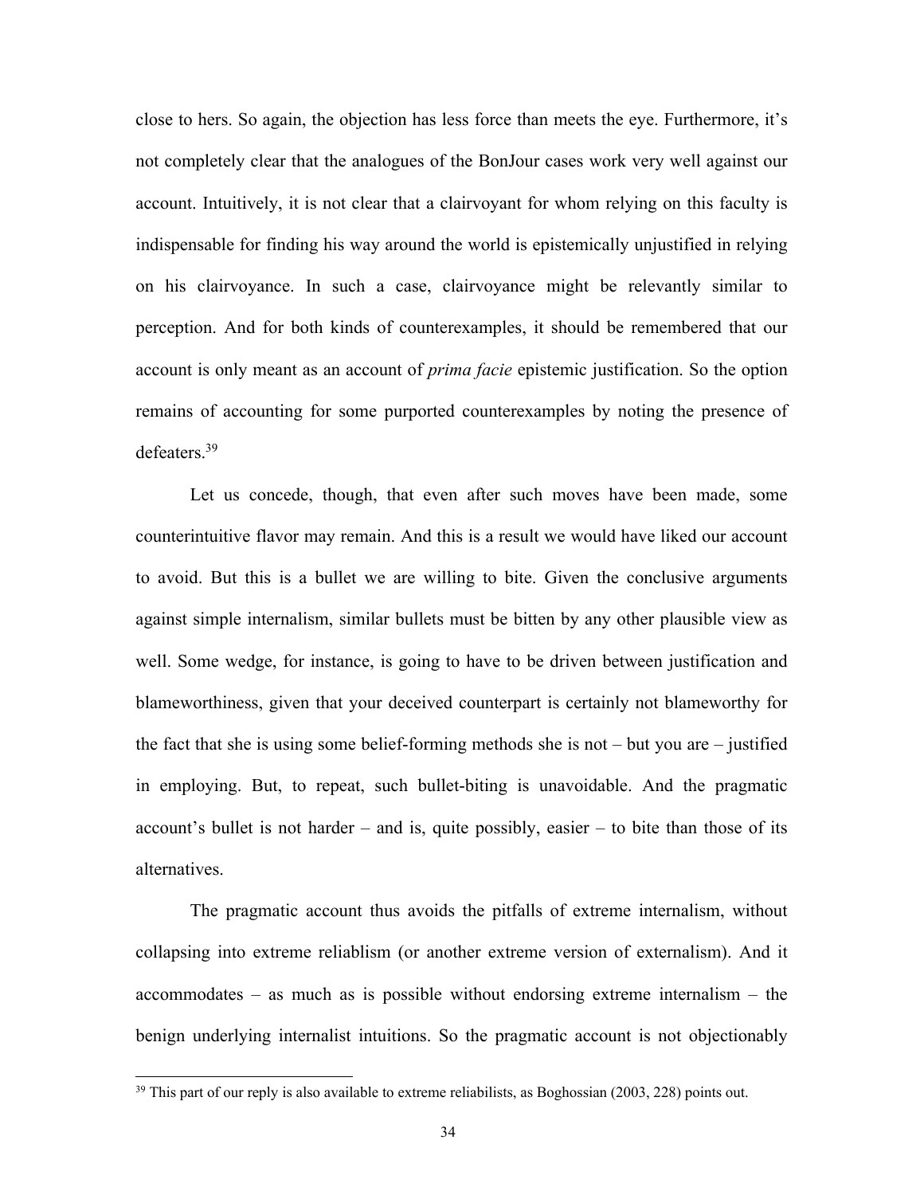close to hers. So again, the objection has less force than meets the eye. Furthermore, it's not completely clear that the analogues of the BonJour cases work very well against our account. Intuitively, it is not clear that a clairvoyant for whom relying on this faculty is indispensable for finding his way around the world is epistemically unjustified in relying on his clairvoyance. In such a case, clairvoyance might be relevantly similar to perception. And for both kinds of counterexamples, it should be remembered that our account is only meant as an account of *prima facie* epistemic justification. So the option remains of accounting for some purported counterexamples by noting the presence of defeaters.[39]

Let us concede, though, that even after such moves have been made, some counterintuitive flavor may remain. And this is a result we would have liked our account to avoid. But this is a bullet we are willing to bite. Given the conclusive arguments against simple internalism, similar bullets must be bitten by any other plausible view as well. Some wedge, for instance, is going to have to be driven between justification and blameworthiness, given that your deceived counterpart is certainly not blameworthy for the fact that she is using some belief-forming methods she is not – but you are – justified in employing. But, to repeat, such bullet-biting is unavoidable. And the pragmatic account's bullet is not harder – and is, quite possibly, easier – to bite than those of its alternatives.

The pragmatic account thus avoids the pitfalls of extreme internalism, without collapsing into extreme reliablism (or another extreme version of externalism). And it accommodates – as much as is possible without endorsing extreme internalism – the benign underlying internalist intuitions. So the pragmatic account is not objectionably

[39] This part of our reply is also available to extreme reliabilists, as Boghossian (2003, 228) points out.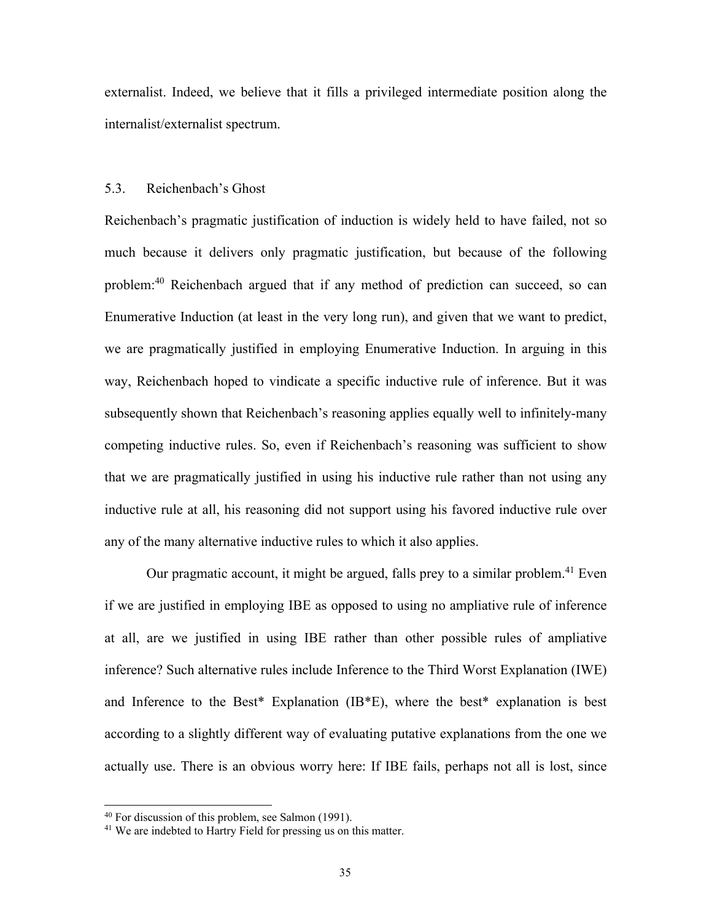externalist. Indeed, we believe that it fills a privileged intermediate position along the internalist/externalist spectrum.

### 5.3. Reichenbach's Ghost

Reichenbach's pragmatic justification of induction is widely held to have failed, not so much because it delivers only pragmatic justification, but because of the following problem:[40] Reichenbach argued that if any method of prediction can succeed, so can Enumerative Induction (at least in the very long run), and given that we want to predict, we are pragmatically justified in employing Enumerative Induction. In arguing in this way, Reichenbach hoped to vindicate a specific inductive rule of inference. But it was subsequently shown that Reichenbach's reasoning applies equally well to infinitely-many competing inductive rules. So, even if Reichenbach's reasoning was sufficient to show that we are pragmatically justified in using his inductive rule rather than not using any inductive rule at all, his reasoning did not support using his favored inductive rule over any of the many alternative inductive rules to which it also applies.

Our pragmatic account, it might be argued, falls prey to a similar problem.[41] Even if we are justified in employing IBE as opposed to using no ampliative rule of inference at all, are we justified in using IBE rather than other possible rules of ampliative inference? Such alternative rules include Inference to the Third Worst Explanation (IWE) and Inference to the Best* Explanation (IB*E), where the best* explanation is best according to a slightly different way of evaluating putative explanations from the one we actually use. There is an obvious worry here: If IBE fails, perhaps not all is lost, since

---

[40] For discussion of this problem, see Salmon (1991).

[41] We are indebted to Hartry Field for pressing us on this matter.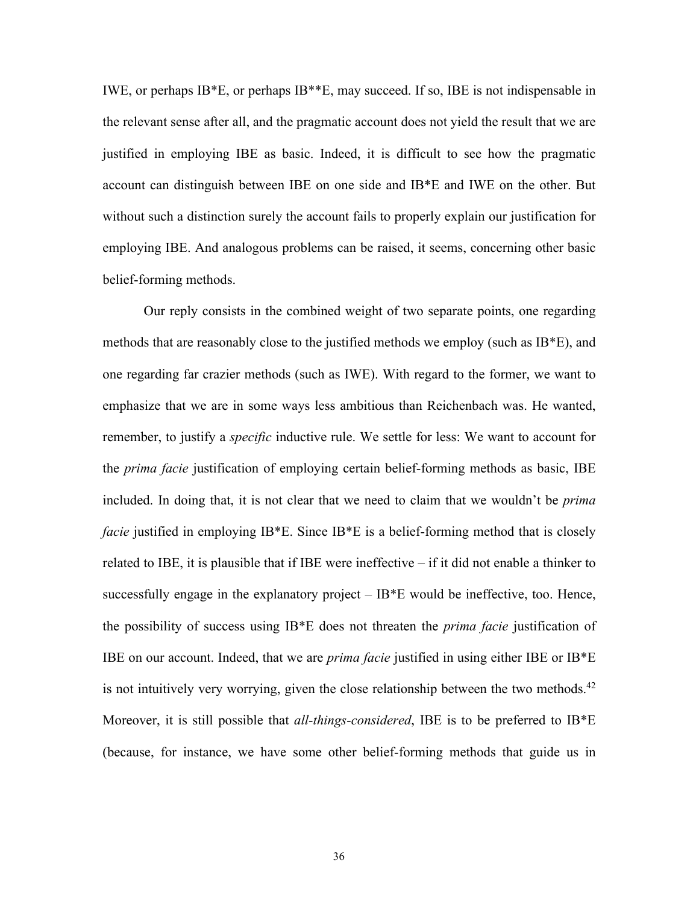IWE, or perhaps IB*E, or perhaps IB**E, may succeed. If so, IBE is not indispensable in the relevant sense after all, and the pragmatic account does not yield the result that we are justified in employing IBE as basic. Indeed, it is difficult to see how the pragmatic account can distinguish between IBE on one side and IB*E and IWE on the other. But without such a distinction surely the account fails to properly explain our justification for employing IBE. And analogous problems can be raised, it seems, concerning other basic belief-forming methods.

Our reply consists in the combined weight of two separate points, one regarding methods that are reasonably close to the justified methods we employ (such as IB*E), and one regarding far crazier methods (such as IWE). With regard to the former, we want to emphasize that we are in some ways less ambitious than Reichenbach was. He wanted, remember, to justify a *specific* inductive rule. We settle for less: We want to account for the *prima facie* justification of employing certain belief-forming methods as basic, IBE included. In doing that, it is not clear that we need to claim that we wouldn't be *prima facie* justified in employing IB*E. Since IB*E is a belief-forming method that is closely related to IBE, it is plausible that if IBE were ineffective – if it did not enable a thinker to successfully engage in the explanatory project – IB*E would be ineffective, too. Hence, the possibility of success using IB*E does not threaten the *prima facie* justification of IBE on our account. Indeed, that we are *prima facie* justified in using either IBE or IB*E is not intuitively very worrying, given the close relationship between the two methods.[42] Moreover, it is still possible that *all-things-considered*, IBE is to be preferred to IB*E (because, for instance, we have some other belief-forming methods that guide us in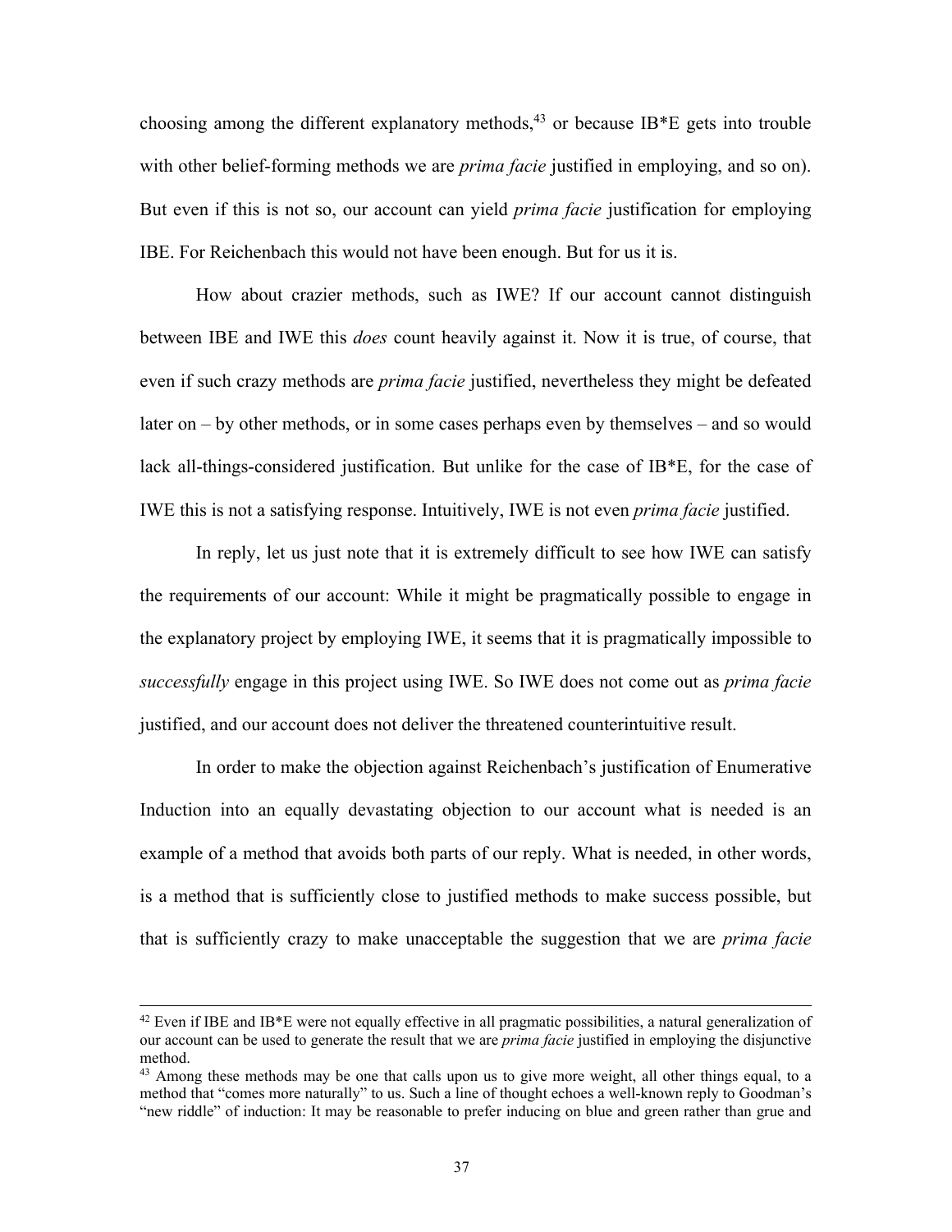choosing among the different explanatory methods,[43] or because IB*E gets into trouble with other belief-forming methods we are *prima facie* justified in employing, and so on). But even if this is not so, our account can yield *prima facie* justification for employing IBE. For Reichenbach this would not have been enough. But for us it is.

How about crazier methods, such as IWE? If our account cannot distinguish between IBE and IWE this *does* count heavily against it. Now it is true, of course, that even if such crazy methods are *prima facie* justified, nevertheless they might be defeated later on – by other methods, or in some cases perhaps even by themselves – and so would lack all-things-considered justification. But unlike for the case of IB*E, for the case of IWE this is not a satisfying response. Intuitively, IWE is not even *prima facie* justified.

In reply, let us just note that it is extremely difficult to see how IWE can satisfy the requirements of our account: While it might be pragmatically possible to engage in the explanatory project by employing IWE, it seems that it is pragmatically impossible to *successfully* engage in this project using IWE. So IWE does not come out as *prima facie* justified, and our account does not deliver the threatened counterintuitive result.

In order to make the objection against Reichenbach's justification of Enumerative Induction into an equally devastating objection to our account what is needed is an example of a method that avoids both parts of our reply. What is needed, in other words, is a method that is sufficiently close to justified methods to make success possible, but that is sufficiently crazy to make unacceptable the suggestion that we are *prima facie*

---

[42] Even if IBE and IB*E were not equally effective in all pragmatic possibilities, a natural generalization of our account can be used to generate the result that we are *prima facie* justified in employing the disjunctive method.

[43] Among these methods may be one that calls upon us to give more weight, all other things equal, to a method that "comes more naturally" to us. Such a line of thought echoes a well-known reply to Goodman's "new riddle" of induction: It may be reasonable to prefer inducing on blue and green rather than grue and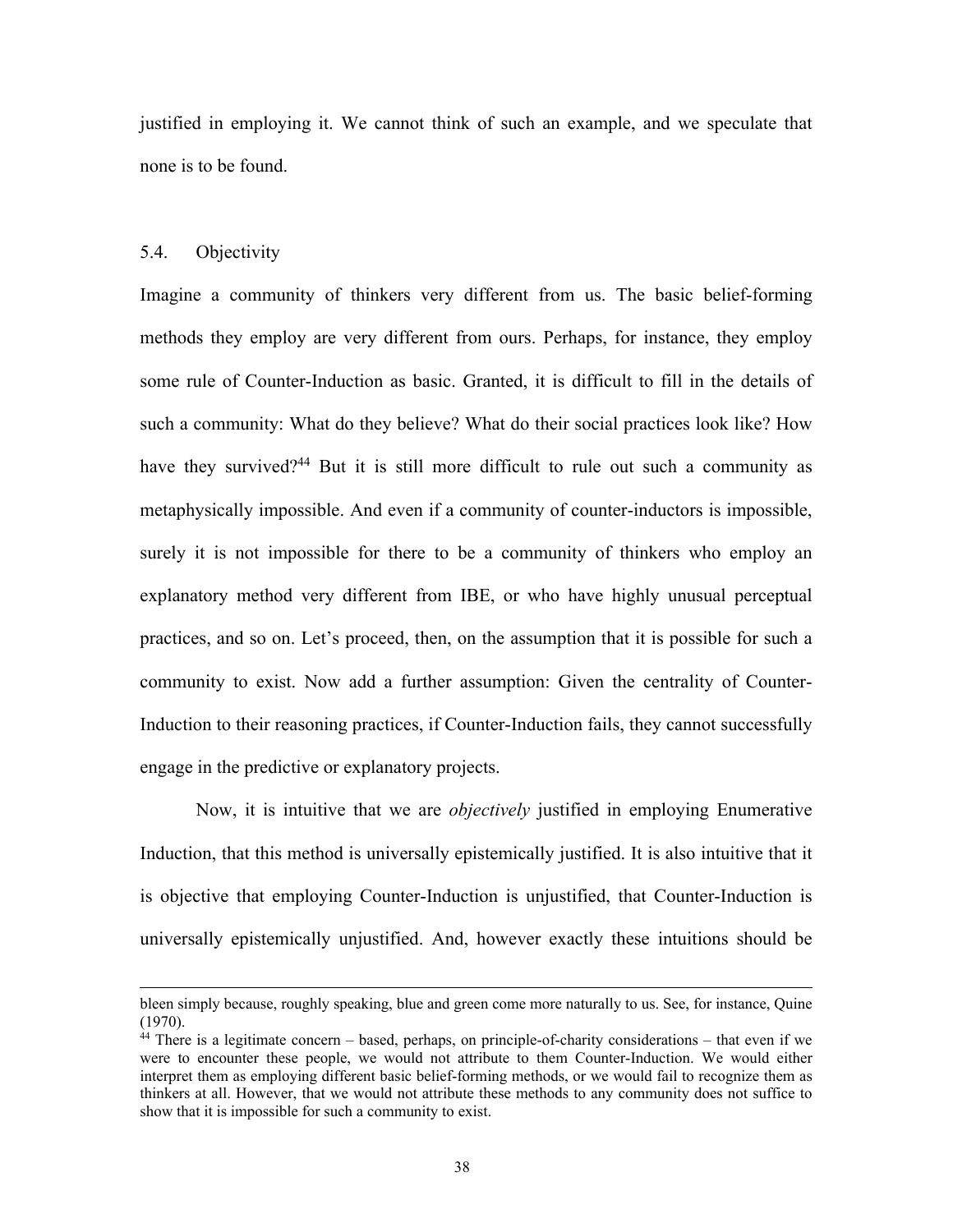justified in employing it. We cannot think of such an example, and we speculate that none is to be found.

### 5.4. Objectivity

Imagine a community of thinkers very different from us. The basic belief-forming methods they employ are very different from ours. Perhaps, for instance, they employ some rule of Counter-Induction as basic. Granted, it is difficult to fill in the details of such a community: What do they believe? What do their social practices look like? How have they survived?[44] But it is still more difficult to rule out such a community as metaphysically impossible. And even if a community of counter-inductors is impossible, surely it is not impossible for there to be a community of thinkers who employ an explanatory method very different from IBE, or who have highly unusual perceptual practices, and so on. Let's proceed, then, on the assumption that it is possible for such a community to exist. Now add a further assumption: Given the centrality of Counter-Induction to their reasoning practices, if Counter-Induction fails, they cannot successfully engage in the predictive or explanatory projects.

Now, it is intuitive that we are *objectively* justified in employing Enumerative Induction, that this method is universally epistemically justified. It is also intuitive that it is objective that employing Counter-Induction is unjustified, that Counter-Induction is universally epistemically unjustified. And, however exactly these intuitions should be

---

bleen simply because, roughly speaking, blue and green come more naturally to us. See, for instance, Quine (1970).

[44] There is a legitimate concern – based, perhaps, on principle-of-charity considerations – that even if we were to encounter these people, we would not attribute to them Counter-Induction. We would either interpret them as employing different basic belief-forming methods, or we would fail to recognize them as thinkers at all. However, that we would not attribute these methods to any community does not suffice to show that it is impossible for such a community to exist.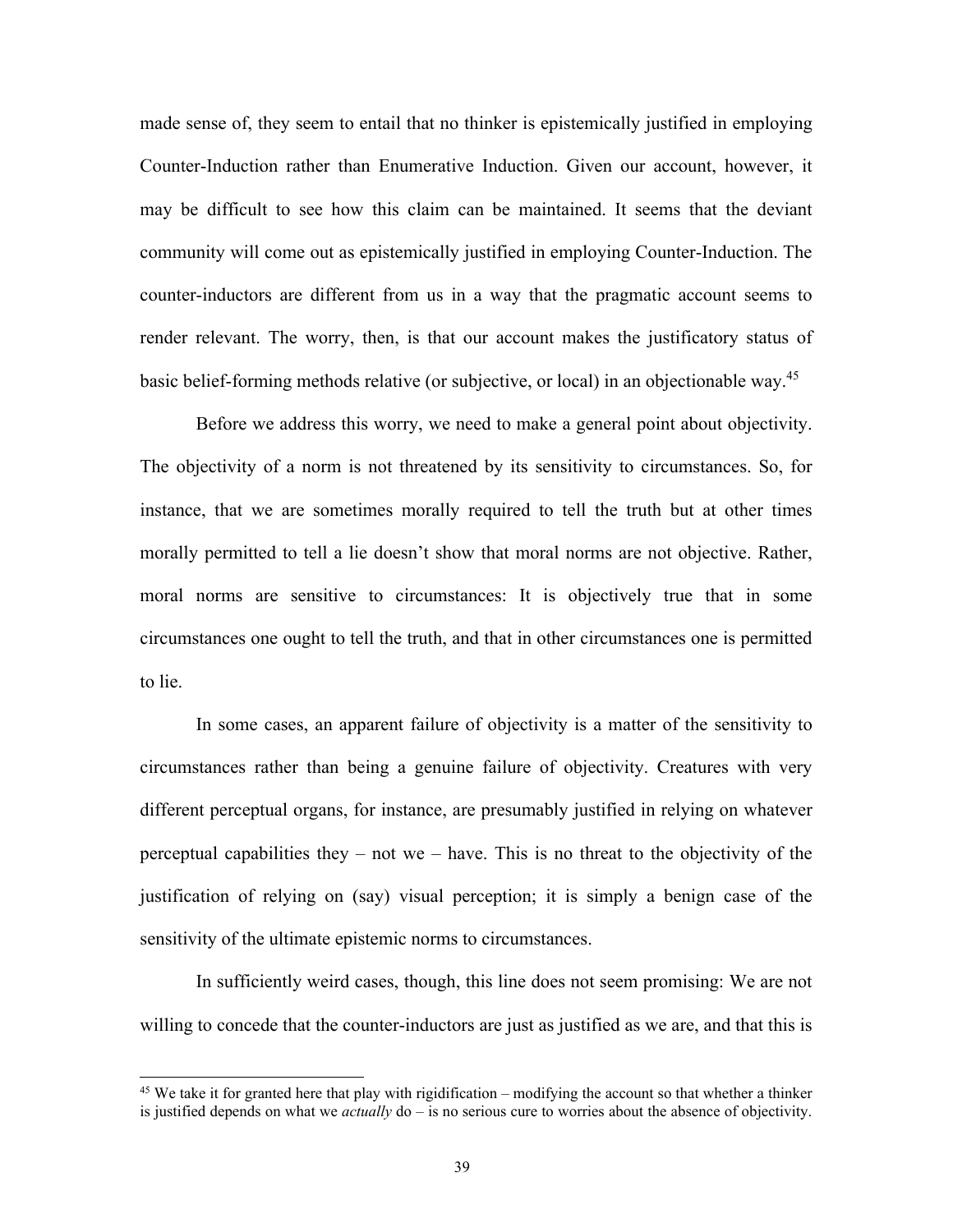made sense of, they seem to entail that no thinker is epistemically justified in employing Counter-Induction rather than Enumerative Induction. Given our account, however, it may be difficult to see how this claim can be maintained. It seems that the deviant community will come out as epistemically justified in employing Counter-Induction. The counter-inductors are different from us in a way that the pragmatic account seems to render relevant. The worry, then, is that our account makes the justificatory status of basic belief-forming methods relative (or subjective, or local) in an objectionable way.[45]

Before we address this worry, we need to make a general point about objectivity. The objectivity of a norm is not threatened by its sensitivity to circumstances. So, for instance, that we are sometimes morally required to tell the truth but at other times morally permitted to tell a lie doesn't show that moral norms are not objective. Rather, moral norms are sensitive to circumstances: It is objectively true that in some circumstances one ought to tell the truth, and that in other circumstances one is permitted to lie.

In some cases, an apparent failure of objectivity is a matter of the sensitivity to circumstances rather than being a genuine failure of objectivity. Creatures with very different perceptual organs, for instance, are presumably justified in relying on whatever perceptual capabilities they – not we – have. This is no threat to the objectivity of the justification of relying on (say) visual perception; it is simply a benign case of the sensitivity of the ultimate epistemic norms to circumstances.

In sufficiently weird cases, though, this line does not seem promising: We are not willing to concede that the counter-inductors are just as justified as we are, and that this is

---

[45] We take it for granted here that play with rigidification – modifying the account so that whether a thinker is justified depends on what we *actually* do – is no serious cure to worries about the absence of objectivity.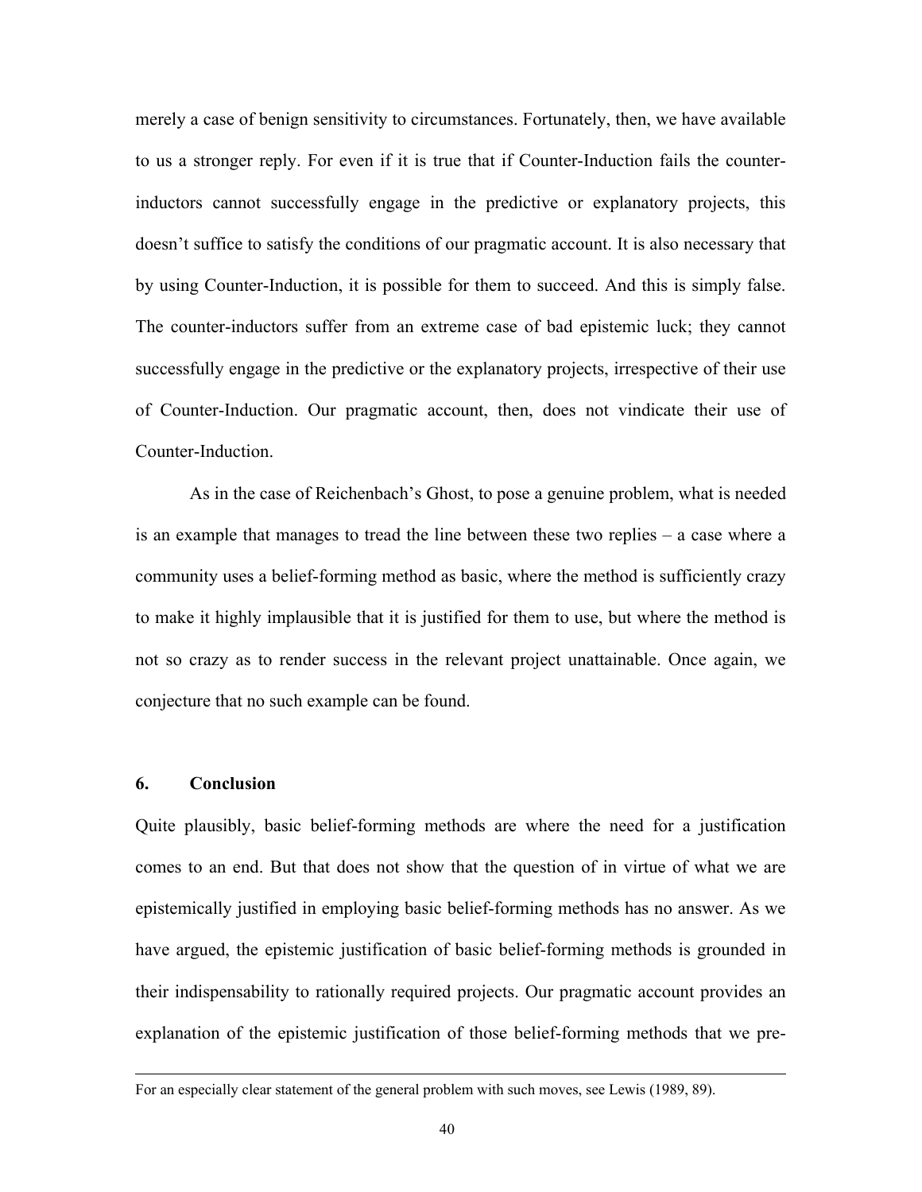merely a case of benign sensitivity to circumstances. Fortunately, then, we have available to us a stronger reply. For even if it is true that if Counter-Induction fails the counter-inductors cannot successfully engage in the predictive or explanatory projects, this doesn't suffice to satisfy the conditions of our pragmatic account. It is also necessary that by using Counter-Induction, it is possible for them to succeed. And this is simply false. The counter-inductors suffer from an extreme case of bad epistemic luck; they cannot successfully engage in the predictive or the explanatory projects, irrespective of their use of Counter-Induction. Our pragmatic account, then, does not vindicate their use of Counter-Induction.

As in the case of Reichenbach's Ghost, to pose a genuine problem, what is needed is an example that manages to tread the line between these two replies – a case where a community uses a belief-forming method as basic, where the method is sufficiently crazy to make it highly implausible that it is justified for them to use, but where the method is not so crazy as to render success in the relevant project unattainable. Once again, we conjecture that no such example can be found.

## 6. Conclusion

Quite plausibly, basic belief-forming methods are where the need for a justification comes to an end. But that does not show that the question of in virtue of what we are epistemically justified in employing basic belief-forming methods has no answer. As we have argued, the epistemic justification of basic belief-forming methods is grounded in their indispensability to rationally required projects. Our pragmatic account provides an explanation of the epistemic justification of those belief-forming methods that we pre-

---

For an especially clear statement of the general problem with such moves, see Lewis (1989, 89).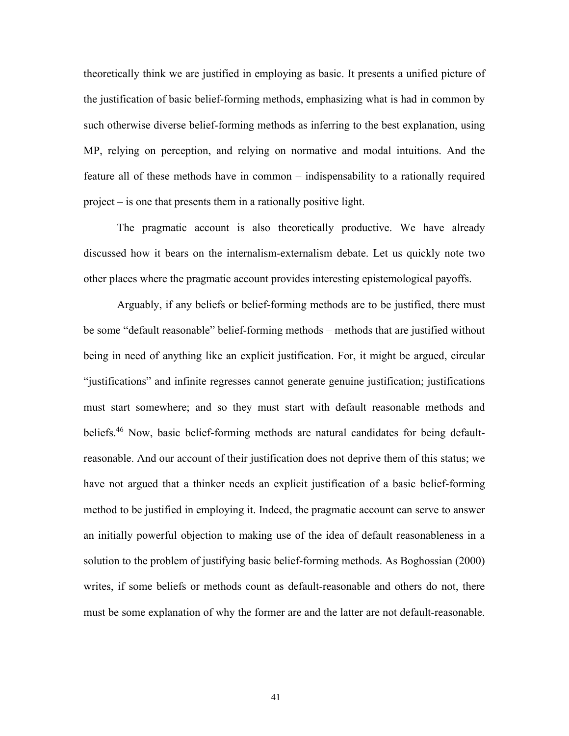theoretically think we are justified in employing as basic. It presents a unified picture of the justification of basic belief-forming methods, emphasizing what is had in common by such otherwise diverse belief-forming methods as inferring to the best explanation, using MP, relying on perception, and relying on normative and modal intuitions. And the feature all of these methods have in common – indispensability to a rationally required project – is one that presents them in a rationally positive light.

The pragmatic account is also theoretically productive. We have already discussed how it bears on the internalism-externalism debate. Let us quickly note two other places where the pragmatic account provides interesting epistemological payoffs.

Arguably, if any beliefs or belief-forming methods are to be justified, there must be some "default reasonable" belief-forming methods – methods that are justified without being in need of anything like an explicit justification. For, it might be argued, circular "justifications" and infinite regresses cannot generate genuine justification; justifications must start somewhere; and so they must start with default reasonable methods and beliefs.[46] Now, basic belief-forming methods are natural candidates for being default-reasonable. And our account of their justification does not deprive them of this status; we have not argued that a thinker needs an explicit justification of a basic belief-forming method to be justified in employing it. Indeed, the pragmatic account can serve to answer an initially powerful objection to making use of the idea of default reasonableness in a solution to the problem of justifying basic belief-forming methods. As Boghossian (2000) writes, if some beliefs or methods count as default-reasonable and others do not, there must be some explanation of why the former are and the latter are not default-reasonable.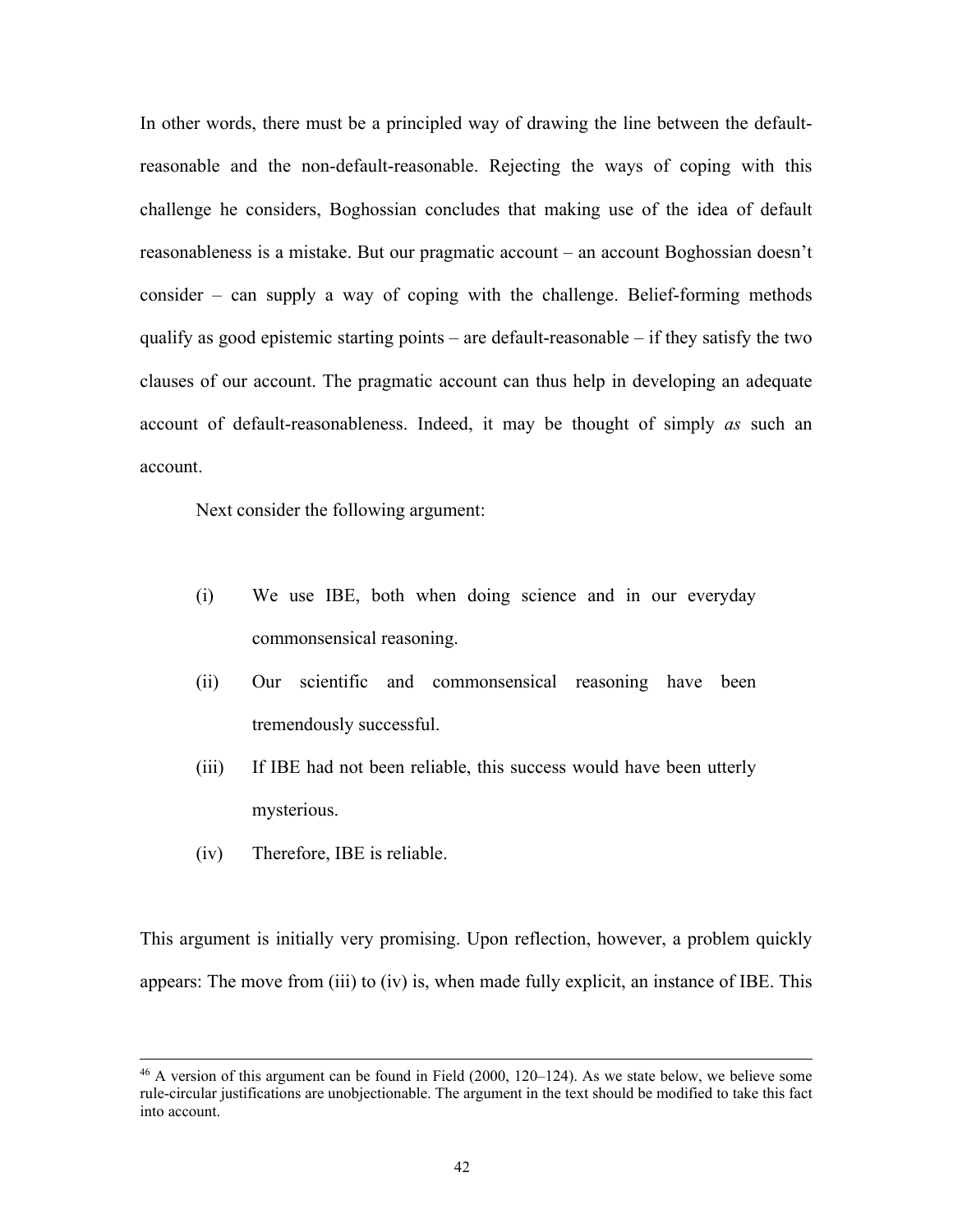In other words, there must be a principled way of drawing the line between the default-reasonable and the non-default-reasonable. Rejecting the ways of coping with this challenge he considers, Boghossian concludes that making use of the idea of default reasonableness is a mistake. But our pragmatic account – an account Boghossian doesn't consider – can supply a way of coping with the challenge. Belief-forming methods qualify as good epistemic starting points – are default-reasonable – if they satisfy the two clauses of our account. The pragmatic account can thus help in developing an adequate account of default-reasonableness. Indeed, it may be thought of simply *as* such an account.

Next consider the following argument:

(i) We use IBE, both when doing science and in our everyday commonsensical reasoning.

(ii) Our scientific and commonsensical reasoning have been tremendously successful.

(iii) If IBE had not been reliable, this success would have been utterly mysterious.

(iv) Therefore, IBE is reliable.

This argument is initially very promising. Upon reflection, however, a problem quickly appears: The move from (iii) to (iv) is, when made fully explicit, an instance of IBE. This

---

[46] A version of this argument can be found in Field (2000, 120–124). As we state below, we believe some rule-circular justifications are unobjectionable. The argument in the text should be modified to take this fact into account.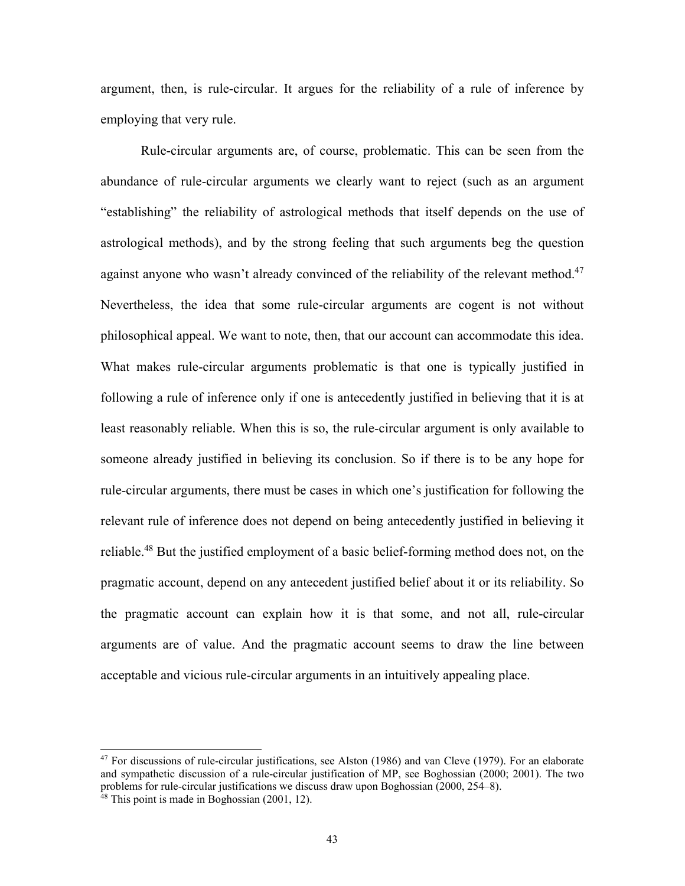argument, then, is rule-circular. It argues for the reliability of a rule of inference by employing that very rule.

Rule-circular arguments are, of course, problematic. This can be seen from the abundance of rule-circular arguments we clearly want to reject (such as an argument "establishing" the reliability of astrological methods that itself depends on the use of astrological methods), and by the strong feeling that such arguments beg the question against anyone who wasn't already convinced of the reliability of the relevant method.[47] Nevertheless, the idea that some rule-circular arguments are cogent is not without philosophical appeal. We want to note, then, that our account can accommodate this idea. What makes rule-circular arguments problematic is that one is typically justified in following a rule of inference only if one is antecedently justified in believing that it is at least reasonably reliable. When this is so, the rule-circular argument is only available to someone already justified in believing its conclusion. So if there is to be any hope for rule-circular arguments, there must be cases in which one's justification for following the relevant rule of inference does not depend on being antecedently justified in believing it reliable.[48] But the justified employment of a basic belief-forming method does not, on the pragmatic account, depend on any antecedent justified belief about it or its reliability. So the pragmatic account can explain how it is that some, and not all, rule-circular arguments are of value. And the pragmatic account seems to draw the line between acceptable and vicious rule-circular arguments in an intuitively appealing place.

---

[47] For discussions of rule-circular justifications, see Alston (1986) and van Cleve (1979). For an elaborate and sympathetic discussion of a rule-circular justification of MP, see Boghossian (2000; 2001). The two problems for rule-circular justifications we discuss draw upon Boghossian (2000, 254–8).

[48] This point is made in Boghossian (2001, 12).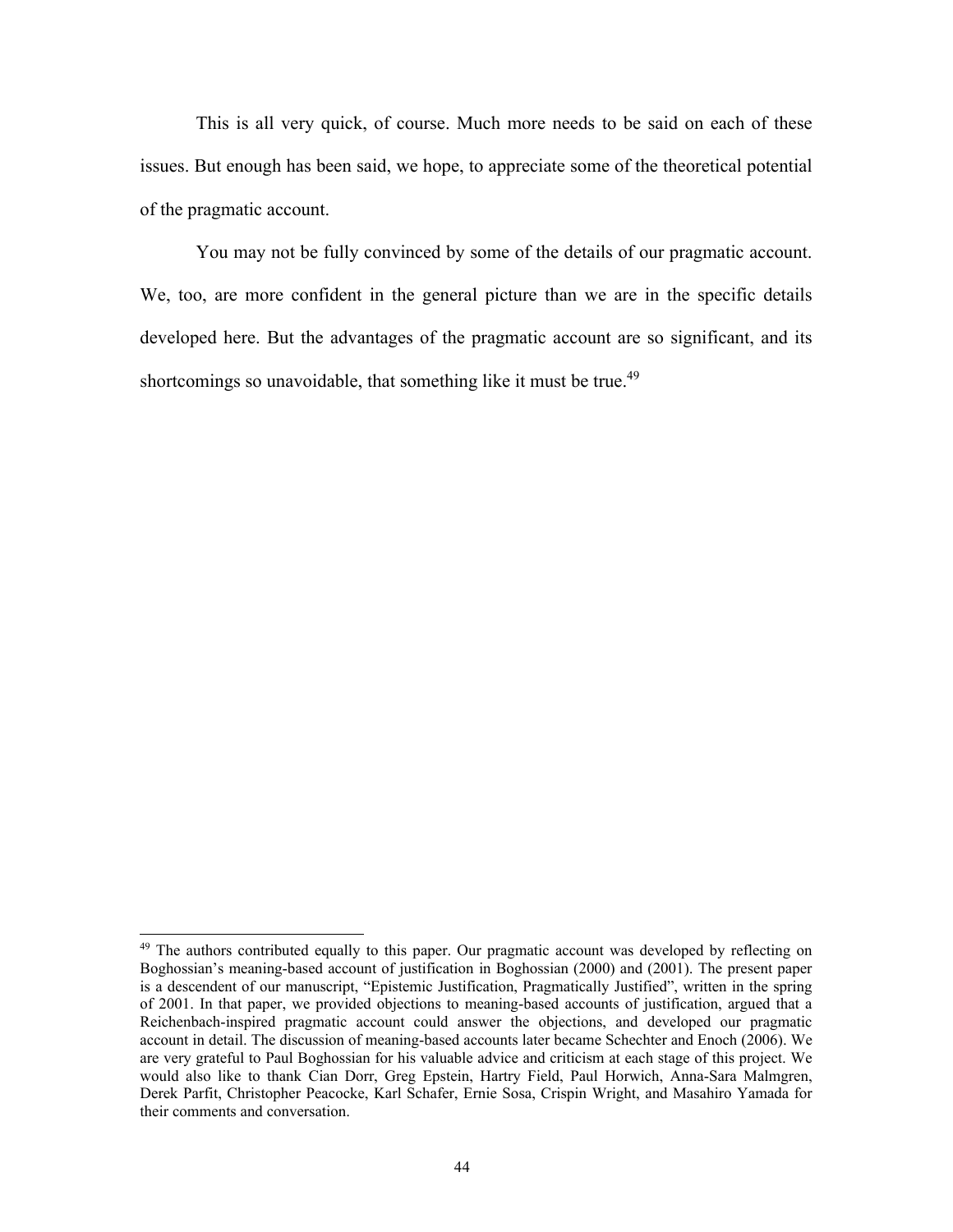This is all very quick, of course. Much more needs to be said on each of these issues. But enough has been said, we hope, to appreciate some of the theoretical potential of the pragmatic account.

You may not be fully convinced by some of the details of our pragmatic account. We, too, are more confident in the general picture than we are in the specific details developed here. But the advantages of the pragmatic account are so significant, and its shortcomings so unavoidable, that something like it must be true.[49]

---

[49] The authors contributed equally to this paper. Our pragmatic account was developed by reflecting on Boghossian's meaning-based account of justification in Boghossian (2000) and (2001). The present paper is a descendent of our manuscript, "Epistemic Justification, Pragmatically Justified", written in the spring of 2001. In that paper, we provided objections to meaning-based accounts of justification, argued that a Reichenbach-inspired pragmatic account could answer the objections, and developed our pragmatic account in detail. The discussion of meaning-based accounts later became Schechter and Enoch (2006). We are very grateful to Paul Boghossian for his valuable advice and criticism at each stage of this project. We would also like to thank Cian Dorr, Greg Epstein, Hartry Field, Paul Horwich, Anna-Sara Malmgren, Derek Parfit, Christopher Peacocke, Karl Schafer, Ernie Sosa, Crispin Wright, and Masahiro Yamada for their comments and conversation.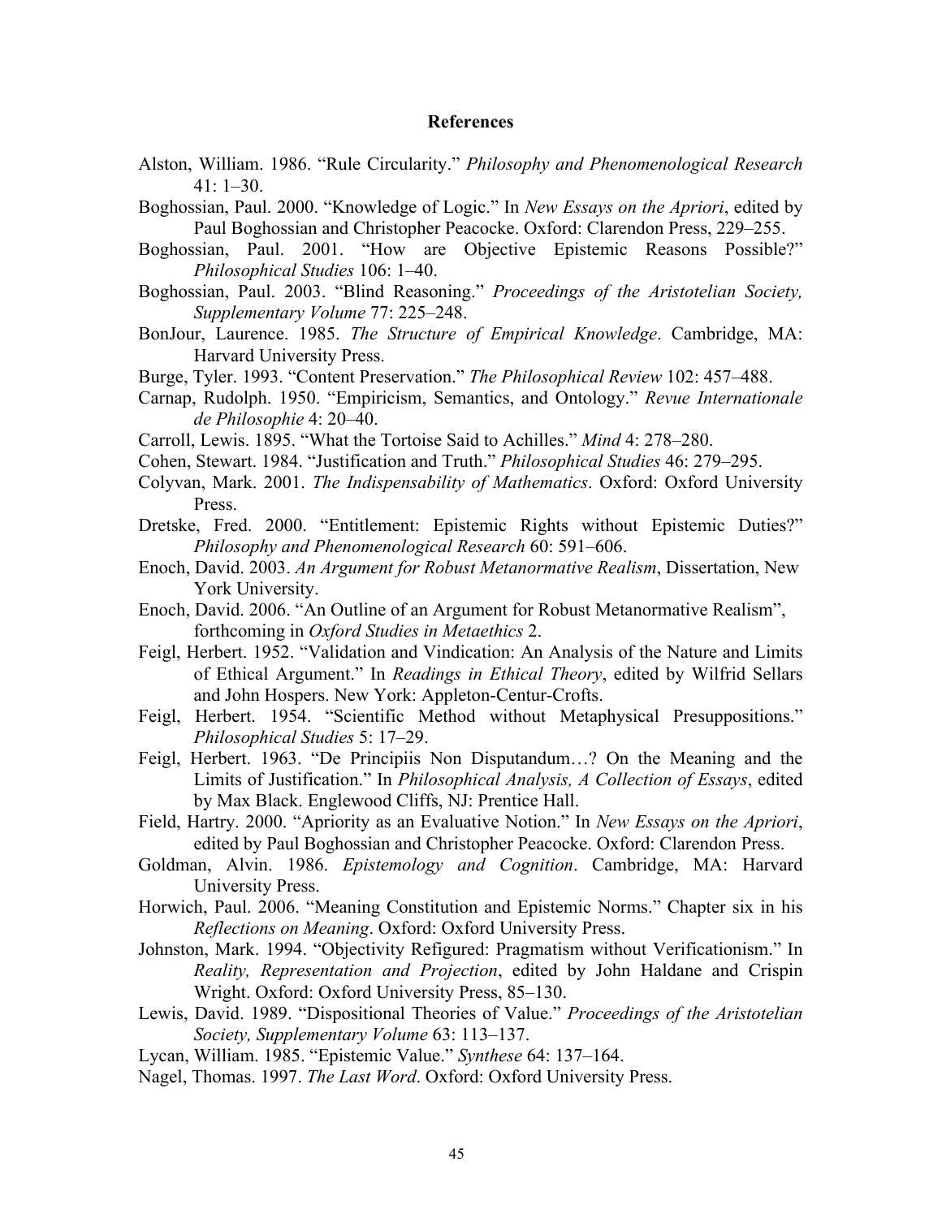## References

Alston, William. 1986. "Rule Circularity." *Philosophy and Phenomenological Research* 41: 1–30.

Boghossian, Paul. 2000. "Knowledge of Logic." In *New Essays on the Apriori*, edited by Paul Boghossian and Christopher Peacocke. Oxford: Clarendon Press, 229–255.

Boghossian, Paul. 2001. "How are Objective Epistemic Reasons Possible?" *Philosophical Studies* 106: 1–40.

Boghossian, Paul. 2003. "Blind Reasoning." *Proceedings of the Aristotelian Society, Supplementary Volume* 77: 225–248.

BonJour, Laurence. 1985. *The Structure of Empirical Knowledge*. Cambridge, MA: Harvard University Press.

Burge, Tyler. 1993. "Content Preservation." *The Philosophical Review* 102: 457–488.

Carnap, Rudolph. 1950. "Empiricism, Semantics, and Ontology." *Revue Internationale de Philosophie* 4: 20–40.

Carroll, Lewis. 1895. "What the Tortoise Said to Achilles." *Mind* 4: 278–280.

Cohen, Stewart. 1984. "Justification and Truth." *Philosophical Studies* 46: 279–295.

Colyvan, Mark. 2001. *The Indispensability of Mathematics*. Oxford: Oxford University Press.

Dretske, Fred. 2000. "Entitlement: Epistemic Rights without Epistemic Duties?" *Philosophy and Phenomenological Research* 60: 591–606.

Enoch, David. 2003. *An Argument for Robust Metanormative Realism*, Dissertation, New York University.

Enoch, David. 2006. "An Outline of an Argument for Robust Metanormative Realism", forthcoming in *Oxford Studies in Metaethics* 2.

Feigl, Herbert. 1952. "Validation and Vindication: An Analysis of the Nature and Limits of Ethical Argument." In *Readings in Ethical Theory*, edited by Wilfrid Sellars and John Hospers. New York: Appleton-Centur-Crofts.

Feigl, Herbert. 1954. "Scientific Method without Metaphysical Presuppositions." *Philosophical Studies* 5: 17–29.

Feigl, Herbert. 1963. "De Principiis Non Disputandum…? On the Meaning and the Limits of Justification." In *Philosophical Analysis, A Collection of Essays*, edited by Max Black. Englewood Cliffs, NJ: Prentice Hall.

Field, Hartry. 2000. "Apriority as an Evaluative Notion." In *New Essays on the Apriori*, edited by Paul Boghossian and Christopher Peacocke. Oxford: Clarendon Press.

Goldman, Alvin. 1986. *Epistemology and Cognition*. Cambridge, MA: Harvard University Press.

Horwich, Paul. 2006. "Meaning Constitution and Epistemic Norms." Chapter six in his *Reflections on Meaning*. Oxford: Oxford University Press.

Johnston, Mark. 1994. "Objectivity Refigured: Pragmatism without Verificationism." In *Reality, Representation and Projection*, edited by John Haldane and Crispin Wright. Oxford: Oxford University Press, 85–130.

Lewis, David. 1989. "Dispositional Theories of Value." *Proceedings of the Aristotelian Society, Supplementary Volume* 63: 113–137.

Lycan, William. 1985. "Epistemic Value." *Synthese* 64: 137–164.

Nagel, Thomas. 1997. *The Last Word*. Oxford: Oxford University Press.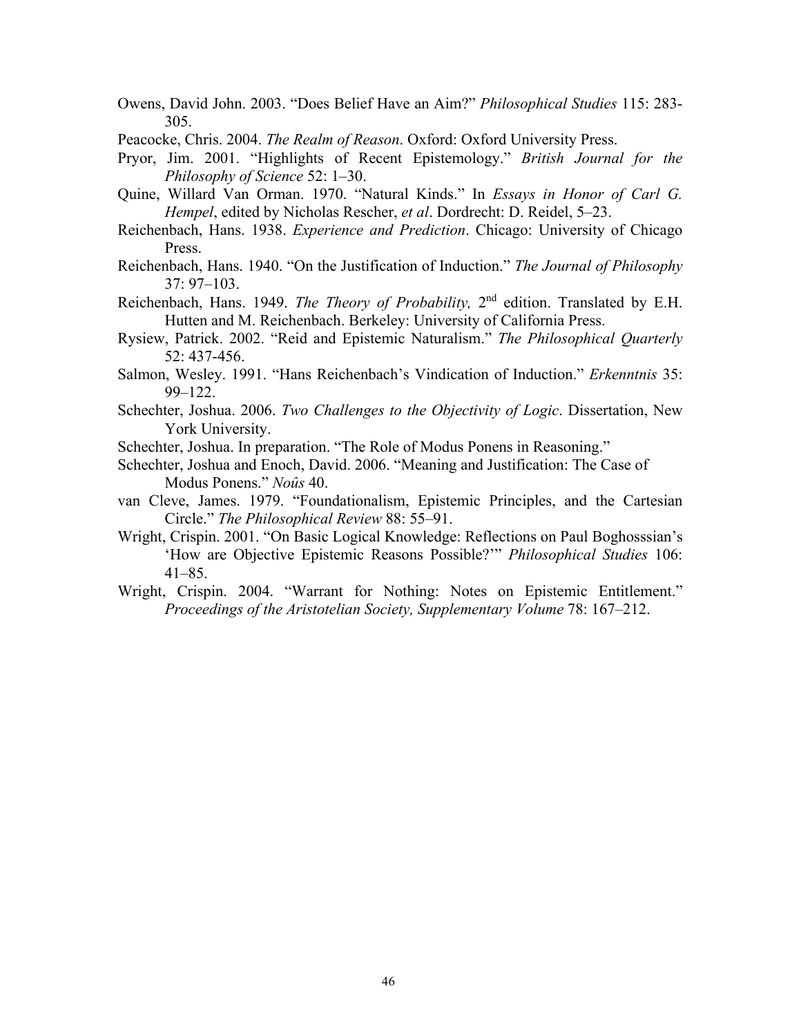Owens, David John. 2003. "Does Belief Have an Aim?" *Philosophical Studies* 115: 283-305.

Peacocke, Chris. 2004. *The Realm of Reason*. Oxford: Oxford University Press.

Pryor, Jim. 2001. "Highlights of Recent Epistemology." *British Journal for the Philosophy of Science* 52: 1–30.

Quine, Willard Van Orman. 1970. "Natural Kinds." In *Essays in Honor of Carl G. Hempel*, edited by Nicholas Rescher, *et al*. Dordrecht: D. Reidel, 5–23.

Reichenbach, Hans. 1938. *Experience and Prediction*. Chicago: University of Chicago Press.

Reichenbach, Hans. 1940. "On the Justification of Induction." *The Journal of Philosophy* 37: 97–103.

Reichenbach, Hans. 1949. *The Theory of Probability,* 2nd edition. Translated by E.H. Hutten and M. Reichenbach. Berkeley: University of California Press.

Rysiew, Patrick. 2002. "Reid and Epistemic Naturalism." *The Philosophical Quarterly* 52: 437-456.

Salmon, Wesley. 1991. "Hans Reichenbach's Vindication of Induction." *Erkenntnis* 35: 99–122.

Schechter, Joshua. 2006. *Two Challenges to the Objectivity of Logic*. Dissertation, New York University.

Schechter, Joshua. In preparation. "The Role of Modus Ponens in Reasoning."

Schechter, Joshua and Enoch, David. 2006. "Meaning and Justification: The Case of Modus Ponens." *Noûs* 40.

van Cleve, James. 1979. "Foundationalism, Epistemic Principles, and the Cartesian Circle." *The Philosophical Review* 88: 55–91.

Wright, Crispin. 2001. "On Basic Logical Knowledge: Reflections on Paul Boghosssian's 'How are Objective Epistemic Reasons Possible?'" *Philosophical Studies* 106: 41–85.

Wright, Crispin. 2004. "Warrant for Nothing: Notes on Epistemic Entitlement." *Proceedings of the Aristotelian Society, Supplementary Volume* 78: 167–212.